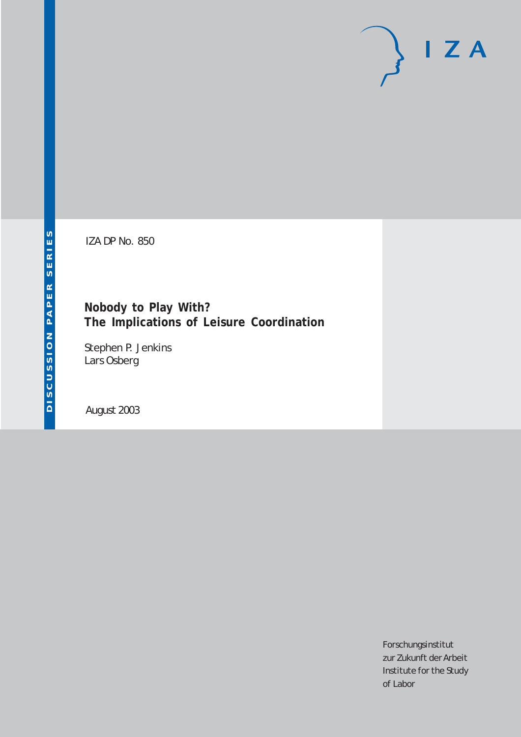DISCUSSION PAPER SERIES

IZA DP No. 850

# Nobody to Play With? The Implications of Leisure Coordination

Stephen P. Jenkins
Lars Osberg

August 2003

I Z A

Forschungsinstitut
zur Zukunft der Arbeit
Institute for the Study
of Labor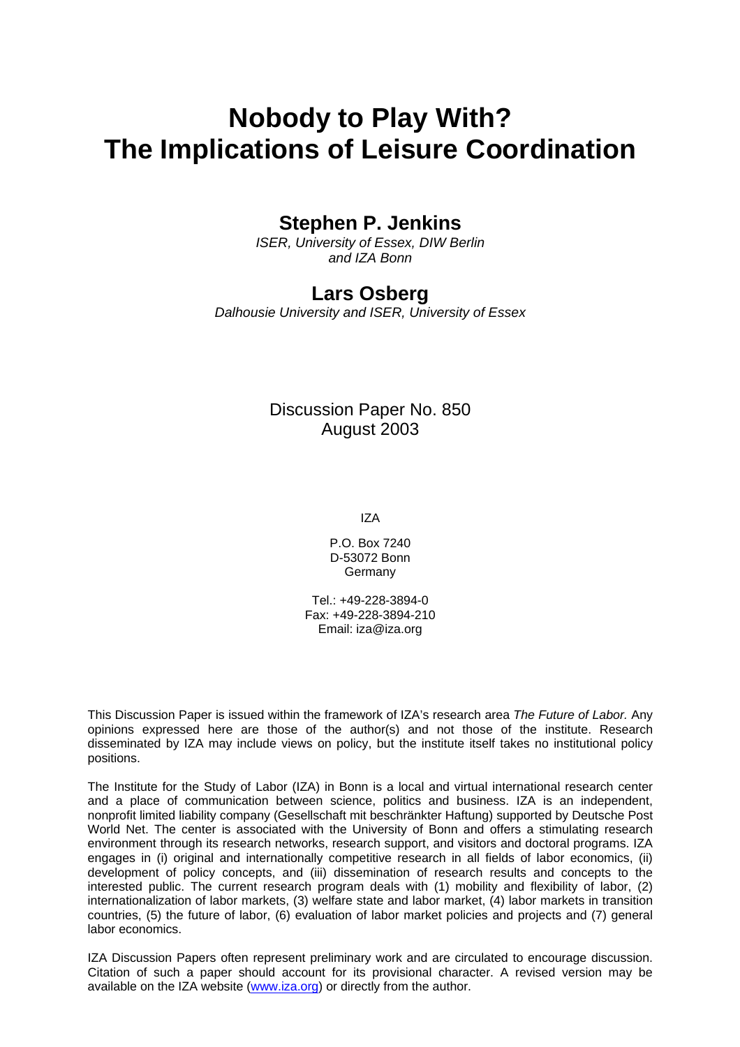# Nobody to Play With? The Implications of Leisure Coordination

## Stephen P. Jenkins

*ISER, University of Essex, DIW Berlin and IZA Bonn*

## Lars Osberg

*Dalhousie University and ISER, University of Essex*

Discussion Paper No. 850
August 2003

IZA

P.O. Box 7240
D-53072 Bonn
Germany

Tel.: +49-228-3894-0
Fax: +49-228-3894-210
Email: iza@iza.org

This Discussion Paper is issued within the framework of IZA's research area *The Future of Labor.* Any opinions expressed here are those of the author(s) and not those of the institute. Research disseminated by IZA may include views on policy, but the institute itself takes no institutional policy positions.

The Institute for the Study of Labor (IZA) in Bonn is a local and virtual international research center and a place of communication between science, politics and business. IZA is an independent, nonprofit limited liability company (Gesellschaft mit beschränkter Haftung) supported by Deutsche Post World Net. The center is associated with the University of Bonn and offers a stimulating research environment through its research networks, research support, and visitors and doctoral programs. IZA engages in (i) original and internationally competitive research in all fields of labor economics, (ii) development of policy concepts, and (iii) dissemination of research results and concepts to the interested public. The current research program deals with (1) mobility and flexibility of labor, (2) internationalization of labor markets, (3) welfare state and labor market, (4) labor markets in transition countries, (5) the future of labor, (6) evaluation of labor market policies and projects and (7) general labor economics.

IZA Discussion Papers often represent preliminary work and are circulated to encourage discussion. Citation of such a paper should account for its provisional character. A revised version may be available on the IZA website (www.iza.org) or directly from the author.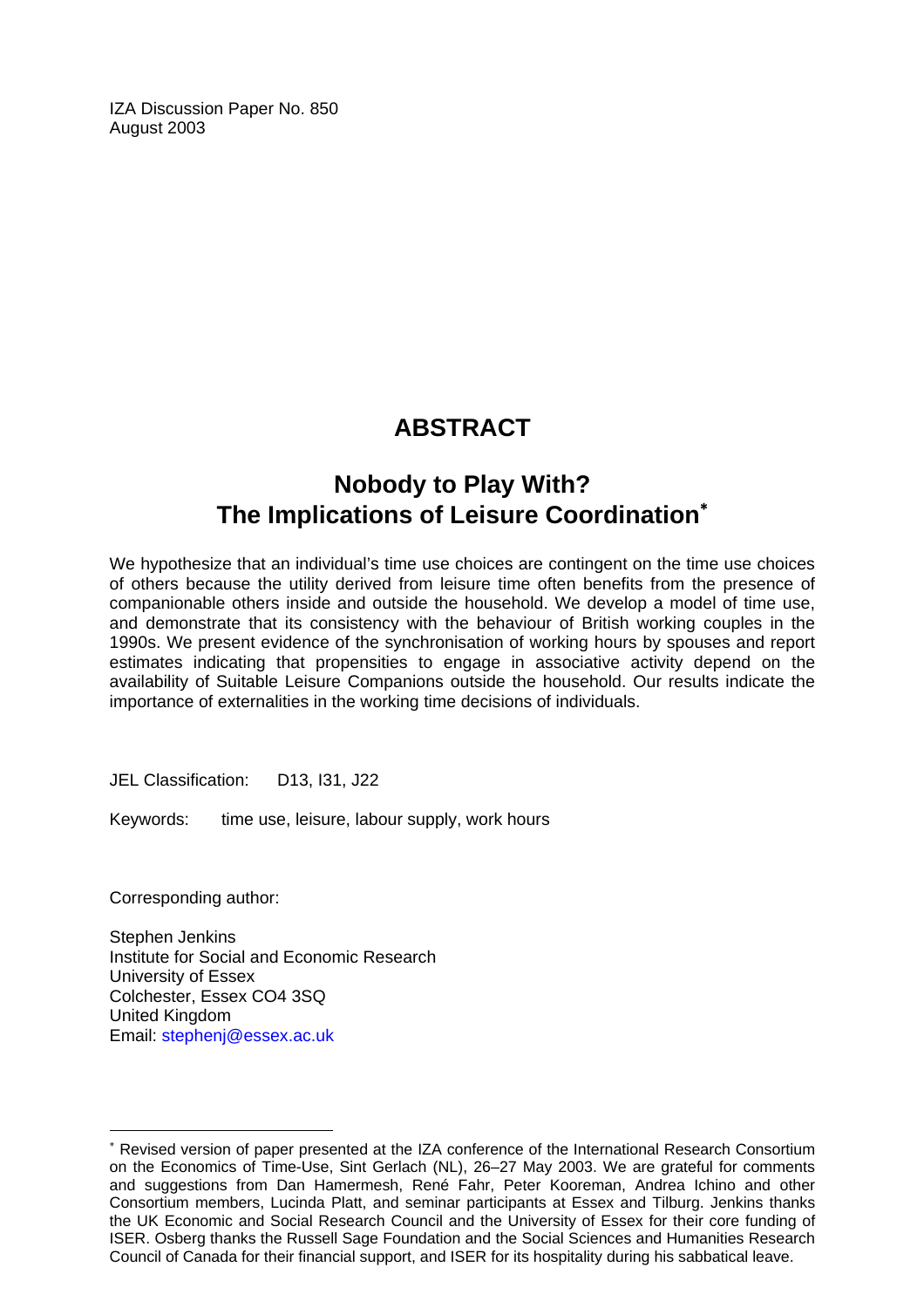IZA Discussion Paper No. 850
August 2003

# ABSTRACT

## Nobody to Play With? The Implications of Leisure Coordination*

We hypothesize that an individual's time use choices are contingent on the time use choices of others because the utility derived from leisure time often benefits from the presence of companionable others inside and outside the household. We develop a model of time use, and demonstrate that its consistency with the behaviour of British working couples in the 1990s. We present evidence of the synchronisation of working hours by spouses and report estimates indicating that propensities to engage in associative activity depend on the availability of Suitable Leisure Companions outside the household. Our results indicate the importance of externalities in the working time decisions of individuals.

JEL Classification: D13, I31, J22

Keywords: time use, leisure, labour supply, work hours

Corresponding author:

Stephen Jenkins
Institute for Social and Economic Research
University of Essex
Colchester, Essex CO4 3SQ
United Kingdom
Email: stephenj@essex.ac.uk

---

* Revised version of paper presented at the IZA conference of the International Research Consortium on the Economics of Time-Use, Sint Gerlach (NL), 26–27 May 2003. We are grateful for comments and suggestions from Dan Hamermesh, René Fahr, Peter Kooreman, Andrea Ichino and other Consortium members, Lucinda Platt, and seminar participants at Essex and Tilburg. Jenkins thanks the UK Economic and Social Research Council and the University of Essex for their core funding of ISER. Osberg thanks the Russell Sage Foundation and the Social Sciences and Humanities Research Council of Canada for their financial support, and ISER for its hospitality during his sabbatical leave.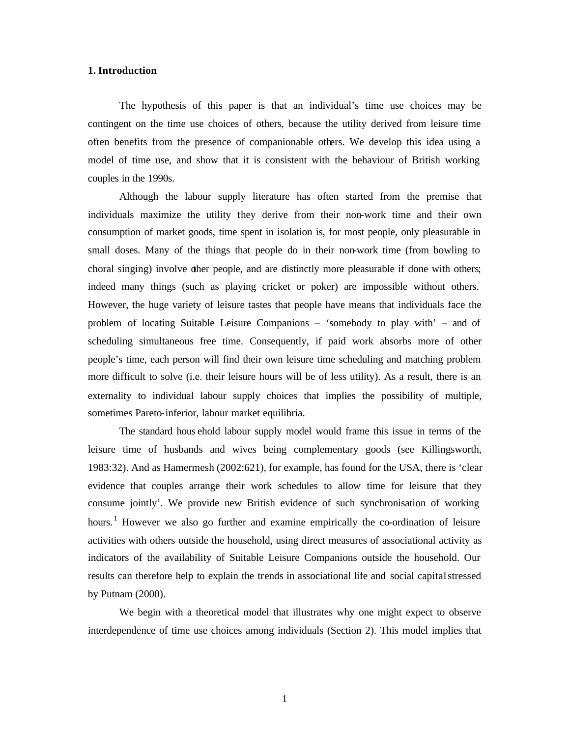## 1. Introduction

The hypothesis of this paper is that an individual's time use choices may be contingent on the time use choices of others, because the utility derived from leisure time often benefits from the presence of companionable others. We develop this idea using a model of time use, and show that it is consistent with the behaviour of British working couples in the 1990s.

Although the labour supply literature has often started from the premise that individuals maximize the utility they derive from their non-work time and their own consumption of market goods, time spent in isolation is, for most people, only pleasurable in small doses. Many of the things that people do in their non-work time (from bowling to choral singing) involve other people, and are distinctly more pleasurable if done with others; indeed many things (such as playing cricket or poker) are impossible without others. However, the huge variety of leisure tastes that people have means that individuals face the problem of locating Suitable Leisure Companions – 'somebody to play with' – and of scheduling simultaneous free time. Consequently, if paid work absorbs more of other people's time, each person will find their own leisure time scheduling and matching problem more difficult to solve (i.e. their leisure hours will be of less utility). As a result, there is an externality to individual labour supply choices that implies the possibility of multiple, sometimes Pareto-inferior, labour market equilibria.

The standard household labour supply model would frame this issue in terms of the leisure time of husbands and wives being complementary goods (see Killingsworth, 1983:32). And as Hamermesh (2002:621), for example, has found for the USA, there is 'clear evidence that couples arrange their work schedules to allow time for leisure that they consume jointly'. We provide new British evidence of such synchronisation of working hours.[1] However we also go further and examine empirically the co-ordination of leisure activities with others outside the household, using direct measures of associational activity as indicators of the availability of Suitable Leisure Companions outside the household. Our results can therefore help to explain the trends in associational life and social capital stressed by Putnam (2000).

We begin with a theoretical model that illustrates why one might expect to observe interdependence of time use choices among individuals (Section 2). This model implies that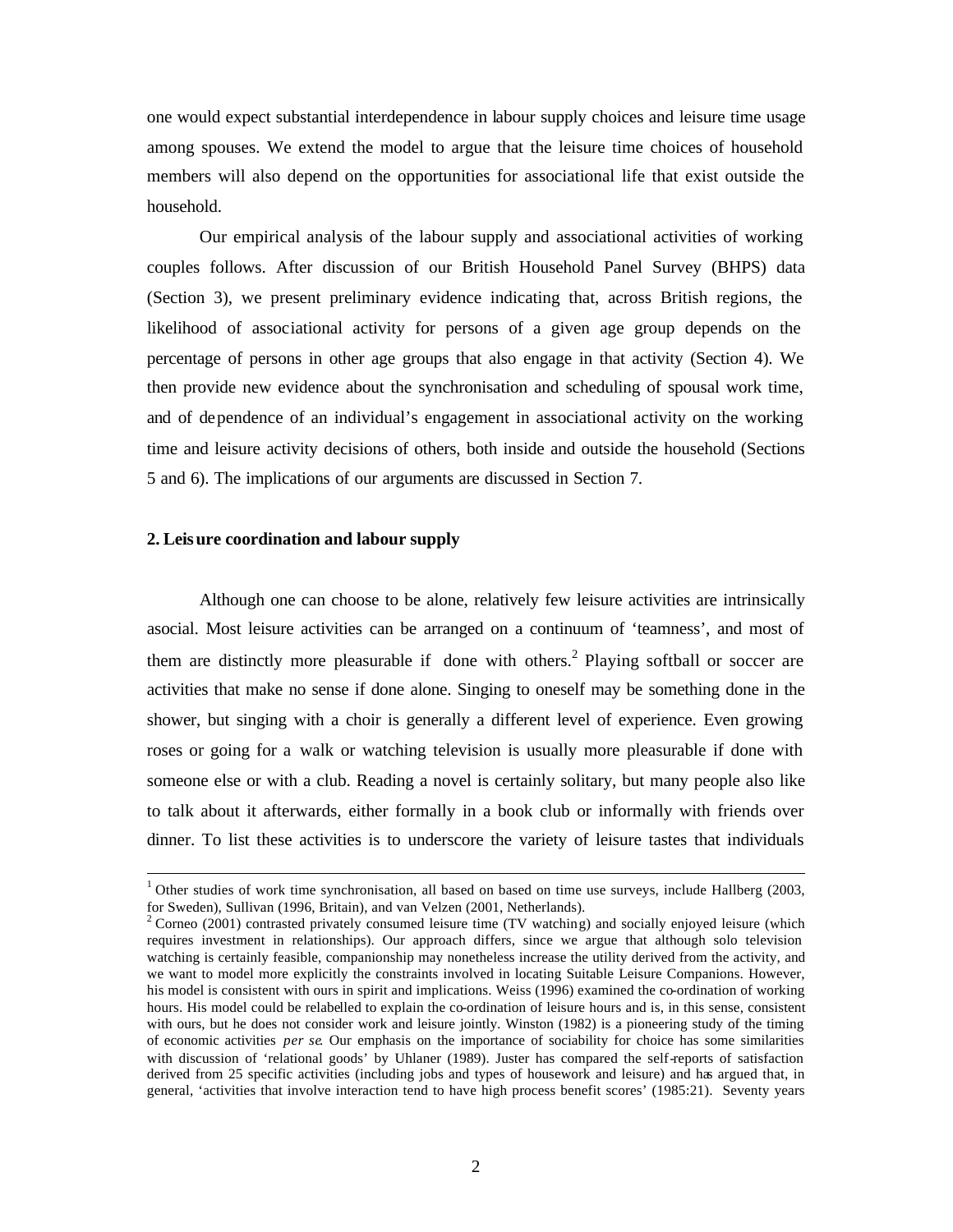one would expect substantial interdependence in labour supply choices and leisure time usage among spouses. We extend the model to argue that the leisure time choices of household members will also depend on the opportunities for associational life that exist outside the household.

Our empirical analysis of the labour supply and associational activities of working couples follows. After discussion of our British Household Panel Survey (BHPS) data (Section 3), we present preliminary evidence indicating that, across British regions, the likelihood of associational activity for persons of a given age group depends on the percentage of persons in other age groups that also engage in that activity (Section 4). We then provide new evidence about the synchronisation and scheduling of spousal work time, and of dependence of an individual's engagement in associational activity on the working time and leisure activity decisions of others, both inside and outside the household (Sections 5 and 6). The implications of our arguments are discussed in Section 7.

## 2. Leisure coordination and labour supply

Although one can choose to be alone, relatively few leisure activities are intrinsically asocial. Most leisure activities can be arranged on a continuum of 'teamness', and most of them are distinctly more pleasurable if done with others.[2] Playing softball or soccer are activities that make no sense if done alone. Singing to oneself may be something done in the shower, but singing with a choir is generally a different level of experience. Even growing roses or going for a walk or watching television is usually more pleasurable if done with someone else or with a club. Reading a novel is certainly solitary, but many people also like to talk about it afterwards, either formally in a book club or informally with friends over dinner. To list these activities is to underscore the variety of leisure tastes that individuals

---

[1] Other studies of work time synchronisation, all based on based on time use surveys, include Hallberg (2003, for Sweden), Sullivan (1996, Britain), and van Velzen (2001, Netherlands).

[2] Corneo (2001) contrasted privately consumed leisure time (TV watching) and socially enjoyed leisure (which requires investment in relationships). Our approach differs, since we argue that although solo television watching is certainly feasible, companionship may nonetheless increase the utility derived from the activity, and we want to model more explicitly the constraints involved in locating Suitable Leisure Companions. However, his model is consistent with ours in spirit and implications. Weiss (1996) examined the co-ordination of working hours. His model could be relabelled to explain the co-ordination of leisure hours and is, in this sense, consistent with ours, but he does not consider work and leisure jointly. Winston (1982) is a pioneering study of the timing of economic activities *per se*. Our emphasis on the importance of sociability for choice has some similarities with discussion of 'relational goods' by Uhlaner (1989). Juster has compared the self-reports of satisfaction derived from 25 specific activities (including jobs and types of housework and leisure) and has argued that, in general, 'activities that involve interaction tend to have high process benefit scores' (1985:21). Seventy years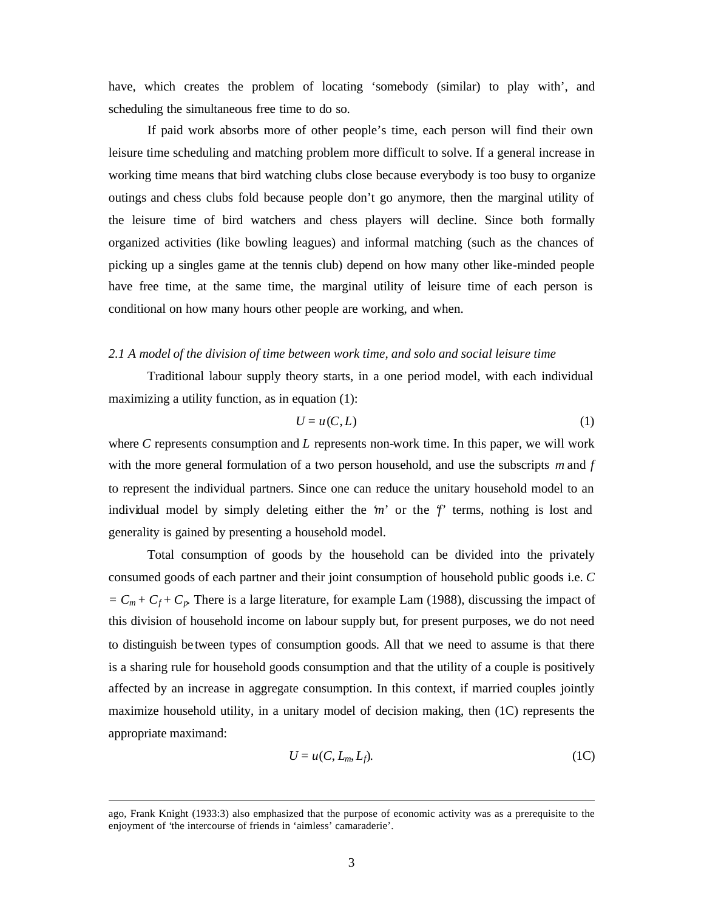have, which creates the problem of locating 'somebody (similar) to play with', and scheduling the simultaneous free time to do so.

If paid work absorbs more of other people's time, each person will find their own leisure time scheduling and matching problem more difficult to solve. If a general increase in working time means that bird watching clubs close because everybody is too busy to organize outings and chess clubs fold because people don't go anymore, then the marginal utility of the leisure time of bird watchers and chess players will decline. Since both formally organized activities (like bowling leagues) and informal matching (such as the chances of picking up a singles game at the tennis club) depend on how many other like-minded people have free time, at the same time, the marginal utility of leisure time of each person is conditional on how many hours other people are working, and when.

### *2.1 A model of the division of time between work time, and solo and social leisure time*

Traditional labour supply theory starts, in a one period model, with each individual maximizing a utility function, as in equation (1):

$$U = u(C, L) \tag{1}$$

where $C$ represents consumption and $L$ represents non-work time. In this paper, we will work with the more general formulation of a two person household, and use the subscripts $m$ and $f$ to represent the individual partners. Since one can reduce the unitary household model to an individual model by simply deleting either the '$m$' or the '$f$' terms, nothing is lost and generality is gained by presenting a household model.

Total consumption of goods by the household can be divided into the privately consumed goods of each partner and their joint consumption of household public goods i.e. $C = C_m + C_f + C_p$. There is a large literature, for example Lam (1988), discussing the impact of this division of household income on labour supply but, for present purposes, we do not need to distinguish between types of consumption goods. All that we need to assume is that there is a sharing rule for household goods consumption and that the utility of a couple is positively affected by an increase in aggregate consumption. In this context, if married couples jointly maximize household utility, in a unitary model of decision making, then (1C) represents the appropriate maximand:

$$U = u(C, L_m, L_f). \tag{1C}$$

---

ago, Frank Knight (1933:3) also emphasized that the purpose of economic activity was as a prerequisite to the enjoyment of 'the intercourse of friends in 'aimless' camaraderie'.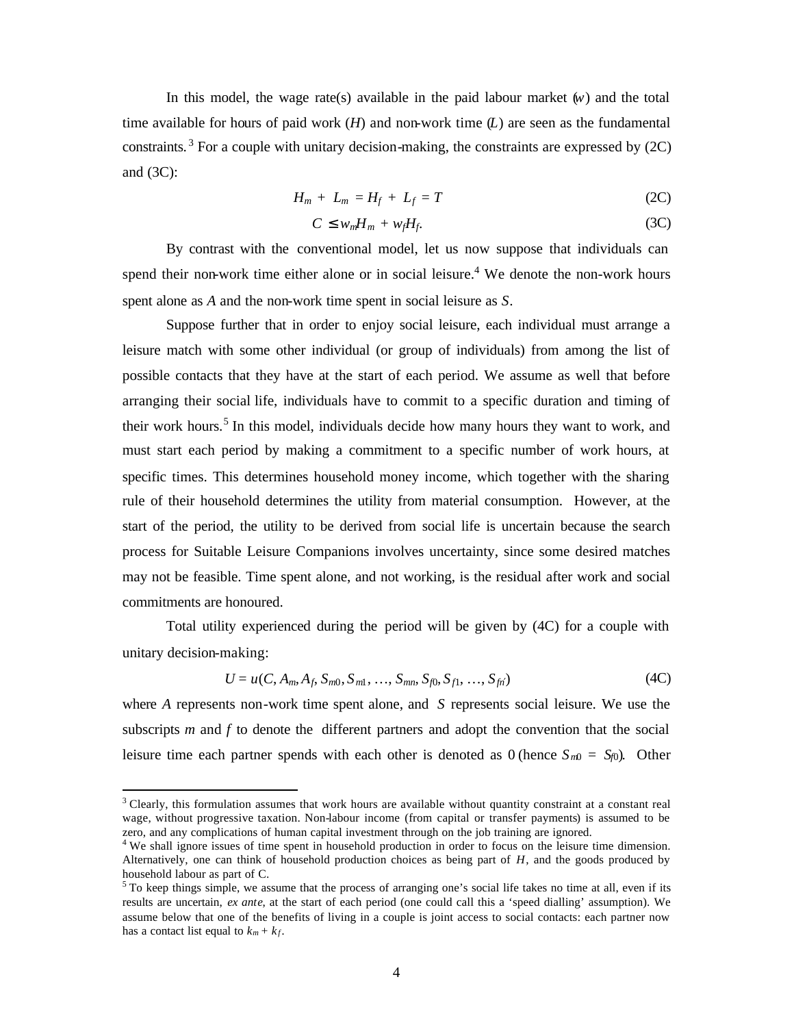In this model, the wage rate(s) available in the paid labour market ($w$) and the total time available for hours of paid work ($H$) and non-work time ($L$) are seen as the fundamental constraints.[3] For a couple with unitary decision-making, the constraints are expressed by (2C) and (3C):

$$H_m + L_m = H_f + L_f = T \tag{2C}$$

$$C \leq w_m H_m + w_f H_f. \tag{3C}$$

By contrast with the conventional model, let us now suppose that individuals can spend their non-work time either alone or in social leisure.[4] We denote the non-work hours spent alone as $A$ and the non-work time spent in social leisure as $S$.

Suppose further that in order to enjoy social leisure, each individual must arrange a leisure match with some other individual (or group of individuals) from among the list of possible contacts that they have at the start of each period. We assume as well that before arranging their social life, individuals have to commit to a specific duration and timing of their work hours.[5] In this model, individuals decide how many hours they want to work, and must start each period by making a commitment to a specific number of work hours, at specific times. This determines household money income, which together with the sharing rule of their household determines the utility from material consumption. However, at the start of the period, the utility to be derived from social life is uncertain because the search process for Suitable Leisure Companions involves uncertainty, since some desired matches may not be feasible. Time spent alone, and not working, is the residual after work and social commitments are honoured.

Total utility experienced during the period will be given by (4C) for a couple with unitary decision-making:

$$U = u(C, A_m, A_f, S_{m0}, S_{m1}, \ldots, S_{mn}, S_{f0}, S_{f1}, \ldots, S_{fn'}) \tag{4C}$$

where $A$ represents non-work time spent alone, and $S$ represents social leisure. We use the subscripts $m$ and $f$ to denote the different partners and adopt the convention that the social leisure time each partner spends with each other is denoted as 0 (hence $S_{m0} = S_{f0}$). Other

---

[3] Clearly, this formulation assumes that work hours are available without quantity constraint at a constant real wage, without progressive taxation. Non-labour income (from capital or transfer payments) is assumed to be zero, and any complications of human capital investment through on the job training are ignored.

[4] We shall ignore issues of time spent in household production in order to focus on the leisure time dimension. Alternatively, one can think of household production choices as being part of $H$, and the goods produced by household labour as part of C.

[5] To keep things simple, we assume that the process of arranging one's social life takes no time at all, even if its results are uncertain, *ex ante*, at the start of each period (one could call this a 'speed dialling' assumption). We assume below that one of the benefits of living in a couple is joint access to social contacts: each partner now has a contact list equal to $k_m + k_f$.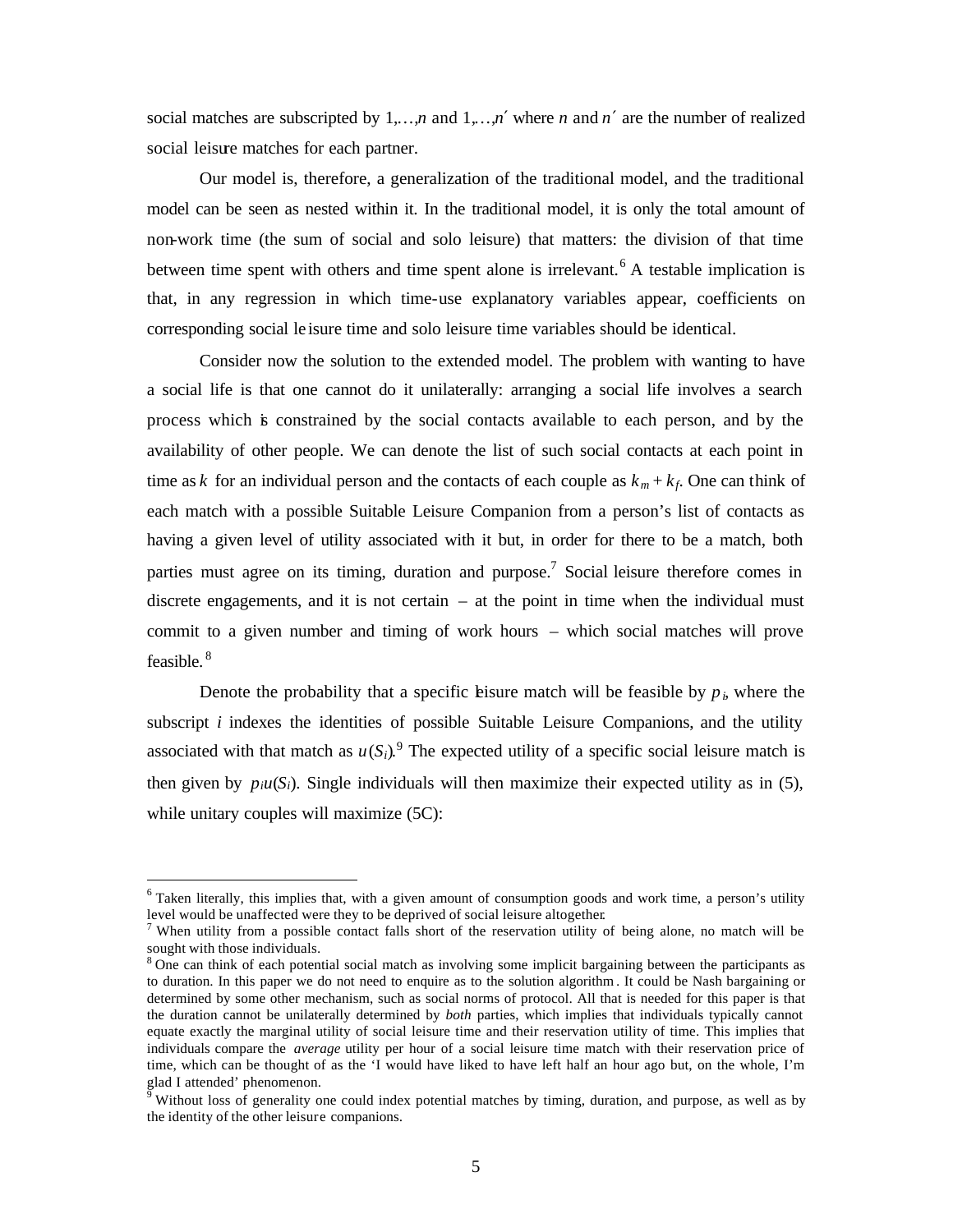social matches are subscripted by $1,\ldots,n$ and $1,\ldots,n'$ where $n$ and $n'$ are the number of realized social leisure matches for each partner.

Our model is, therefore, a generalization of the traditional model, and the traditional model can be seen as nested within it. In the traditional model, it is only the total amount of non-work time (the sum of social and solo leisure) that matters: the division of that time between time spent with others and time spent alone is irrelevant.[6] A testable implication is that, in any regression in which time-use explanatory variables appear, coefficients on corresponding social leisure time and solo leisure time variables should be identical.

Consider now the solution to the extended model. The problem with wanting to have a social life is that one cannot do it unilaterally: arranging a social life involves a search process which is constrained by the social contacts available to each person, and by the availability of other people. We can denote the list of such social contacts at each point in time as $k$ for an individual person and the contacts of each couple as $k_m + k_f$. One can think of each match with a possible Suitable Leisure Companion from a person's list of contacts as having a given level of utility associated with it but, in order for there to be a match, both parties must agree on its timing, duration and purpose.[7] Social leisure therefore comes in discrete engagements, and it is not certain – at the point in time when the individual must commit to a given number and timing of work hours – which social matches will prove feasible.[8]

Denote the probability that a specific leisure match will be feasible by $p_i$, where the subscript $i$ indexes the identities of possible Suitable Leisure Companions, and the utility associated with that match as $u(S_i)$.[9] The expected utility of a specific social leisure match is then given by $p_i u(S_i)$. Single individuals will then maximize their expected utility as in (5), while unitary couples will maximize (5C):

---

[6] Taken literally, this implies that, with a given amount of consumption goods and work time, a person's utility level would be unaffected were they to be deprived of social leisure altogether.

[7] When utility from a possible contact falls short of the reservation utility of being alone, no match will be sought with those individuals.

[8] One can think of each potential social match as involving some implicit bargaining between the participants as to duration. In this paper we do not need to enquire as to the solution algorithm. It could be Nash bargaining or determined by some other mechanism, such as social norms of protocol. All that is needed for this paper is that the duration cannot be unilaterally determined by *both* parties, which implies that individuals typically cannot equate exactly the marginal utility of social leisure time and their reservation utility of time. This implies that individuals compare the *average* utility per hour of a social leisure time match with their reservation price of time, which can be thought of as the 'I would have liked to have left half an hour ago but, on the whole, I'm glad I attended' phenomenon.

[9] Without loss of generality one could index potential matches by timing, duration, and purpose, as well as by the identity of the other leisure companions.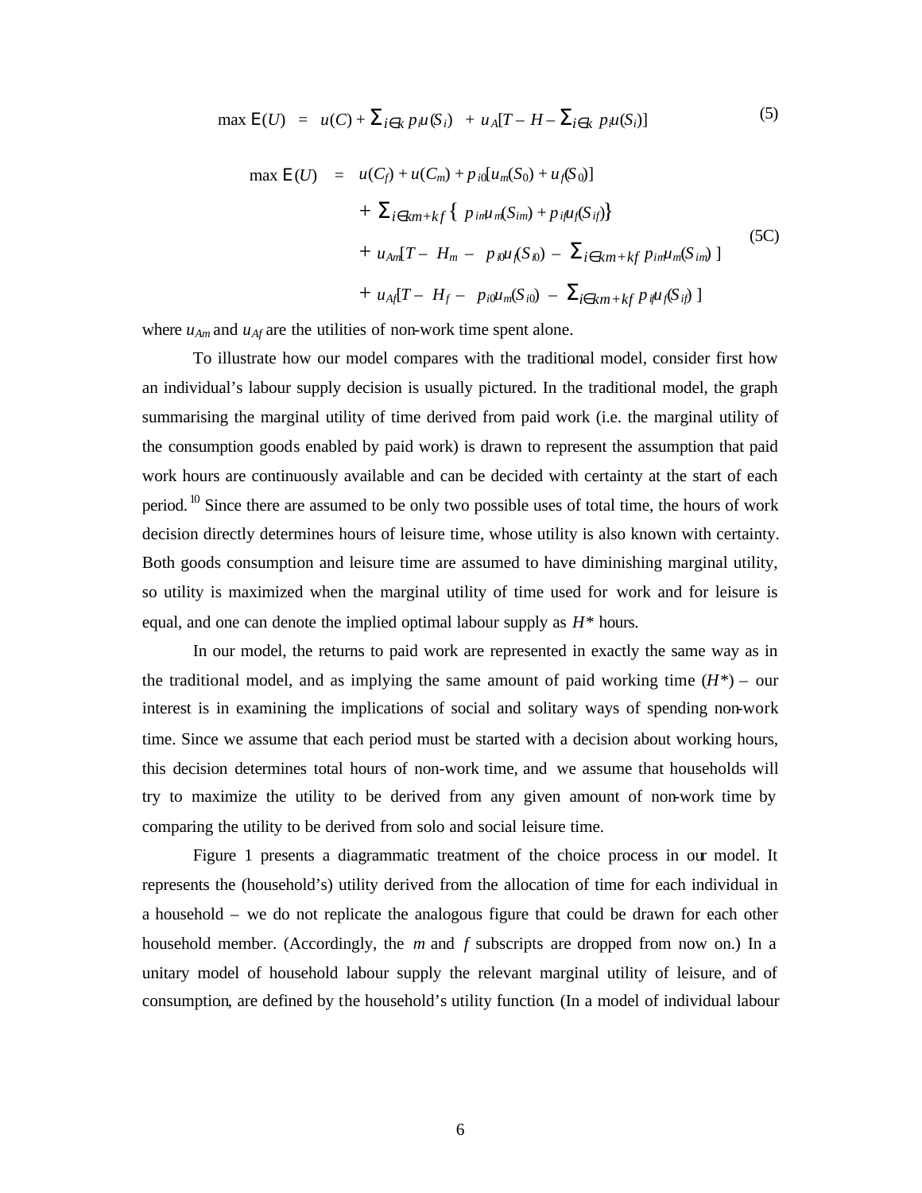$$\max \mathrm{E}(U) \;=\; u(C) + \Sigma_{i \in k}\, p_i u(S_i) \;+\; u_A[T - H - \Sigma_{i \in k}\, p_i u(S_i)] \tag{5}$$

$$\begin{aligned}
\max \mathrm{E}(U) \;=\;& u(C_f) + u(C_m) + p_{i0}[u_m(S_0) + u_f(S_0)] \\
&+ \Sigma_{i \in km+kf} \{\, p_{im} u_m(S_{im}) + p_{if} u_f(S_{if}) \} \\
&+ u_{Am}[T - H_m - p_{i0} u_f(S_{i0}) - \Sigma_{i \in km+kf}\, p_{im} u_m(S_{im})\,] \\
&+ u_{Af}[T - H_f - p_{i0} u_m(S_{i0}) - \Sigma_{i \in km+kf}\, p_{if} u_f(S_{if})\,]
\end{aligned} \tag{5C}$$

where $u_{Am}$ and $u_{Af}$ are the utilities of non-work time spent alone.

To illustrate how our model compares with the traditional model, consider first how an individual's labour supply decision is usually pictured. In the traditional model, the graph summarising the marginal utility of time derived from paid work (i.e. the marginal utility of the consumption goods enabled by paid work) is drawn to represent the assumption that paid work hours are continuously available and can be decided with certainty at the start of each period.[10] Since there are assumed to be only two possible uses of total time, the hours of work decision directly determines hours of leisure time, whose utility is also known with certainty. Both goods consumption and leisure time are assumed to have diminishing marginal utility, so utility is maximized when the marginal utility of time used for work and for leisure is equal, and one can denote the implied optimal labour supply as $H^*$ hours.

In our model, the returns to paid work are represented in exactly the same way as in the traditional model, and as implying the same amount of paid working time ($H^*$) – our interest is in examining the implications of social and solitary ways of spending non-work time. Since we assume that each period must be started with a decision about working hours, this decision determines total hours of non-work time, and we assume that households will try to maximize the utility to be derived from any given amount of non-work time by comparing the utility to be derived from solo and social leisure time.

Figure 1 presents a diagrammatic treatment of the choice process in our model. It represents the (household's) utility derived from the allocation of time for each individual in a household – we do not replicate the analogous figure that could be drawn for each other household member. (Accordingly, the $m$ and $f$ subscripts are dropped from now on.) In a unitary model of household labour supply the relevant marginal utility of leisure, and of consumption, are defined by the household's utility function. (In a model of individual labour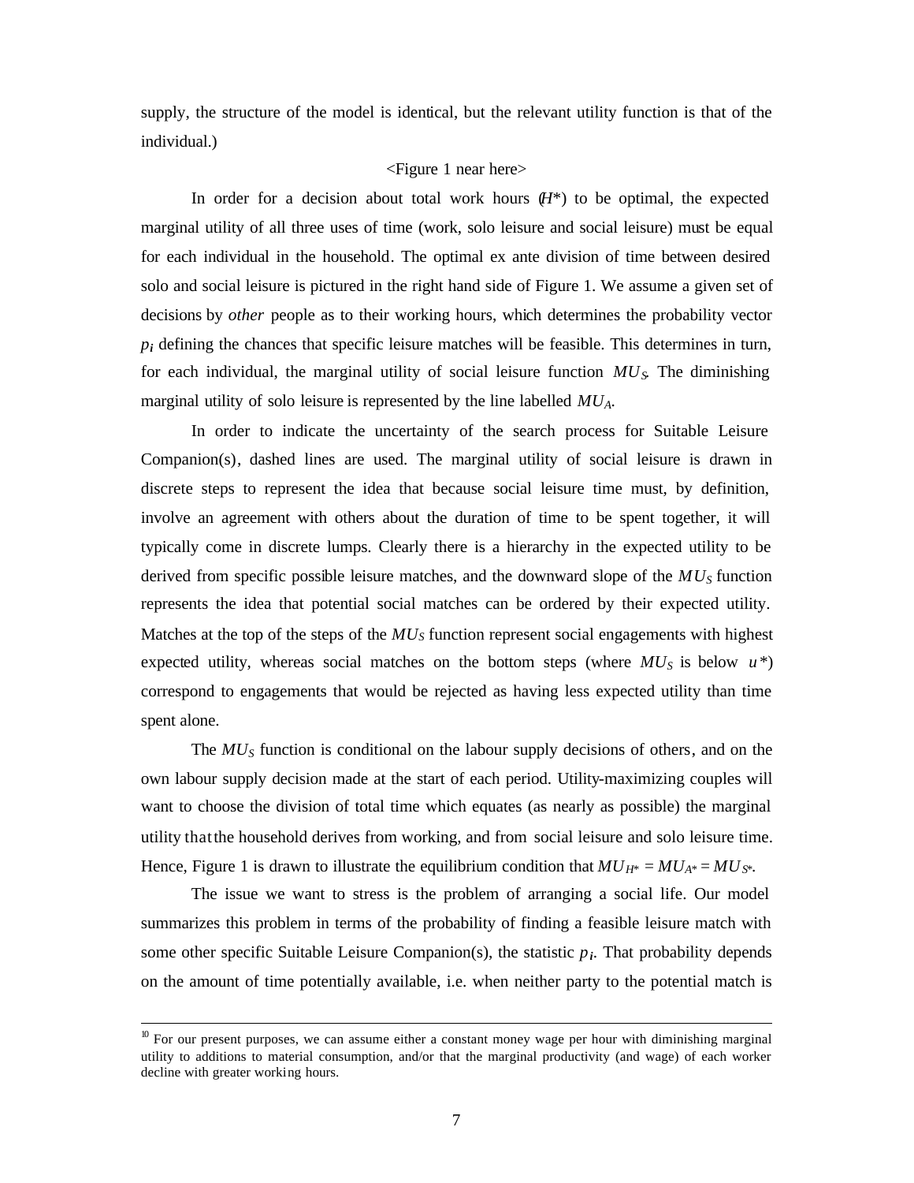supply, the structure of the model is identical, but the relevant utility function is that of the individual.)

<Figure 1 near here>

In order for a decision about total work hours ($H$*) to be optimal, the expected marginal utility of all three uses of time (work, solo leisure and social leisure) must be equal for each individual in the household. The optimal ex ante division of time between desired solo and social leisure is pictured in the right hand side of Figure 1. We assume a given set of decisions by *other* people as to their working hours, which determines the probability vector $p_i$ defining the chances that specific leisure matches will be feasible. This determines in turn, for each individual, the marginal utility of social leisure function $MU_S$. The diminishing marginal utility of solo leisure is represented by the line labelled $MU_A$.

In order to indicate the uncertainty of the search process for Suitable Leisure Companion(s), dashed lines are used. The marginal utility of social leisure is drawn in discrete steps to represent the idea that because social leisure time must, by definition, involve an agreement with others about the duration of time to be spent together, it will typically come in discrete lumps. Clearly there is a hierarchy in the expected utility to be derived from specific possible leisure matches, and the downward slope of the $MU_S$ function represents the idea that potential social matches can be ordered by their expected utility. Matches at the top of the steps of the $MU_S$ function represent social engagements with highest expected utility, whereas social matches on the bottom steps (where $MU_S$ is below $u$*) correspond to engagements that would be rejected as having less expected utility than time spent alone.

The $MU_S$ function is conditional on the labour supply decisions of others, and on the own labour supply decision made at the start of each period. Utility-maximizing couples will want to choose the division of total time which equates (as nearly as possible) the marginal utility that the household derives from working, and from social leisure and solo leisure time. Hence, Figure 1 is drawn to illustrate the equilibrium condition that $MU_{H^*} = MU_{A^*} = MU_{S^*}$.

The issue we want to stress is the problem of arranging a social life. Our model summarizes this problem in terms of the probability of finding a feasible leisure match with some other specific Suitable Leisure Companion(s), the statistic $p_i$. That probability depends on the amount of time potentially available, i.e. when neither party to the potential match is

[10] For our present purposes, we can assume either a constant money wage per hour with diminishing marginal utility to additions to material consumption, and/or that the marginal productivity (and wage) of each worker decline with greater working hours.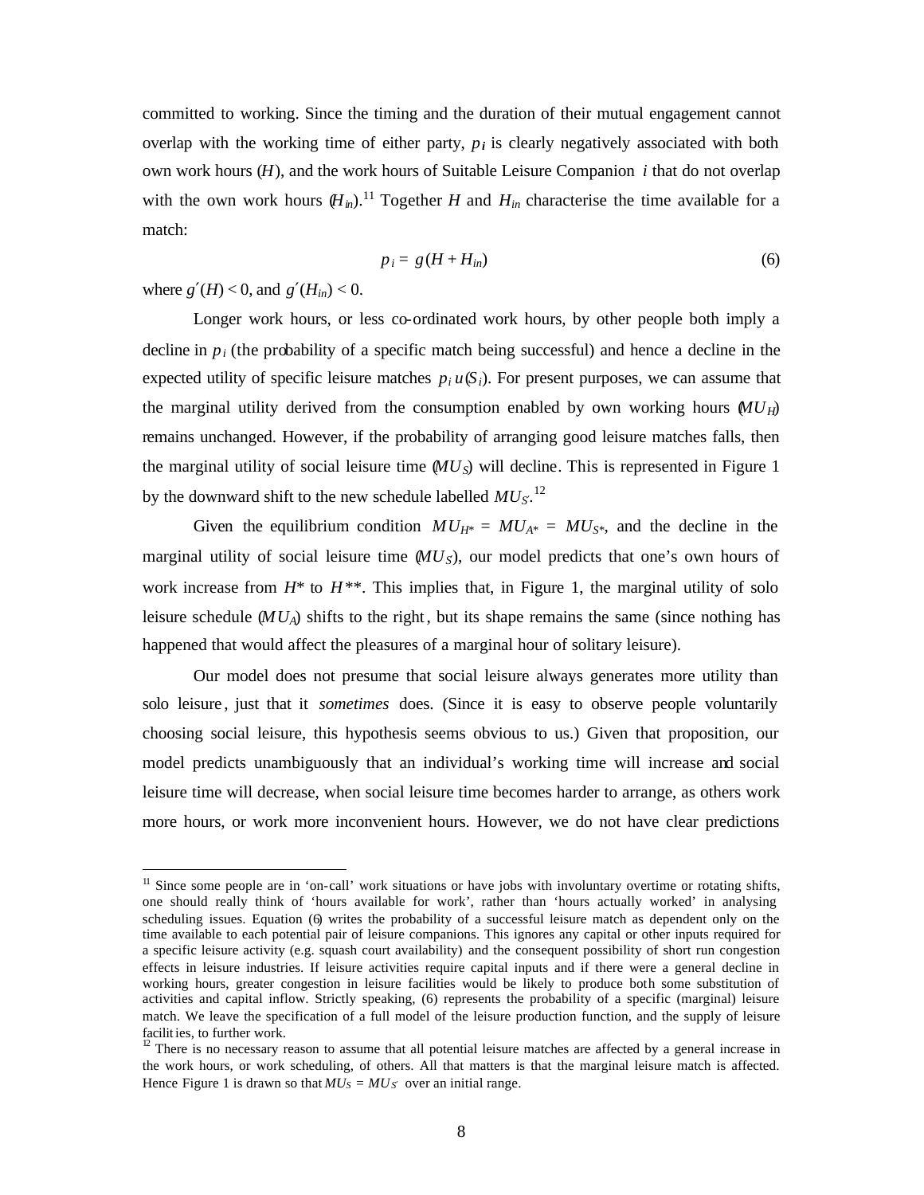committed to working. Since the timing and the duration of their mutual engagement cannot overlap with the working time of either party, $p_i$ is clearly negatively associated with both own work hours ($H$), and the work hours of Suitable Leisure Companion $i$ that do not overlap with the own work hours ($H_{in}$).[11] Together $H$ and $H_{in}$ characterise the time available for a match:

$$p_i = g(H + H_{in}) \tag{6}$$

where $g'(H) < 0$, and $g'(H_{in}) < 0$.

Longer work hours, or less co-ordinated work hours, by other people both imply a decline in $p_i$ (the probability of a specific match being successful) and hence a decline in the expected utility of specific leisure matches $p_i\, u(S_i)$. For present purposes, we can assume that the marginal utility derived from the consumption enabled by own working hours ($MU_H$) remains unchanged. However, if the probability of arranging good leisure matches falls, then the marginal utility of social leisure time ($MU_S$) will decline. This is represented in Figure 1 by the downward shift to the new schedule labelled $MU_{S'}$.[12]

Given the equilibrium condition $MU_{H^*} = MU_{A^*} = MU_{S^*}$, and the decline in the marginal utility of social leisure time ($MU_S$), our model predicts that one's own hours of work increase from $H^*$ to $H^{**}$. This implies that, in Figure 1, the marginal utility of solo leisure schedule ($MU_A$) shifts to the right, but its shape remains the same (since nothing has happened that would affect the pleasures of a marginal hour of solitary leisure).

Our model does not presume that social leisure always generates more utility than solo leisure, just that it *sometimes* does. (Since it is easy to observe people voluntarily choosing social leisure, this hypothesis seems obvious to us.) Given that proposition, our model predicts unambiguously that an individual's working time will increase and social leisure time will decrease, when social leisure time becomes harder to arrange, as others work more hours, or work more inconvenient hours. However, we do not have clear predictions

---

[11] Since some people are in 'on-call' work situations or have jobs with involuntary overtime or rotating shifts, one should really think of 'hours available for work', rather than 'hours actually worked' in analysing scheduling issues. Equation (6) writes the probability of a successful leisure match as dependent only on the time available to each potential pair of leisure companions. This ignores any capital or other inputs required for a specific leisure activity (e.g. squash court availability) and the consequent possibility of short run congestion effects in leisure industries. If leisure activities require capital inputs and if there were a general decline in working hours, greater congestion in leisure facilities would be likely to produce both some substitution of activities and capital inflow. Strictly speaking, (6) represents the probability of a specific (marginal) leisure match. We leave the specification of a full model of the leisure production function, and the supply of leisure facilities, to further work.

[12] There is no necessary reason to assume that all potential leisure matches are affected by a general increase in the work hours, or work scheduling, of others. All that matters is that the marginal leisure match is affected. Hence Figure 1 is drawn so that $MU_S = MU_{S'}$ over an initial range.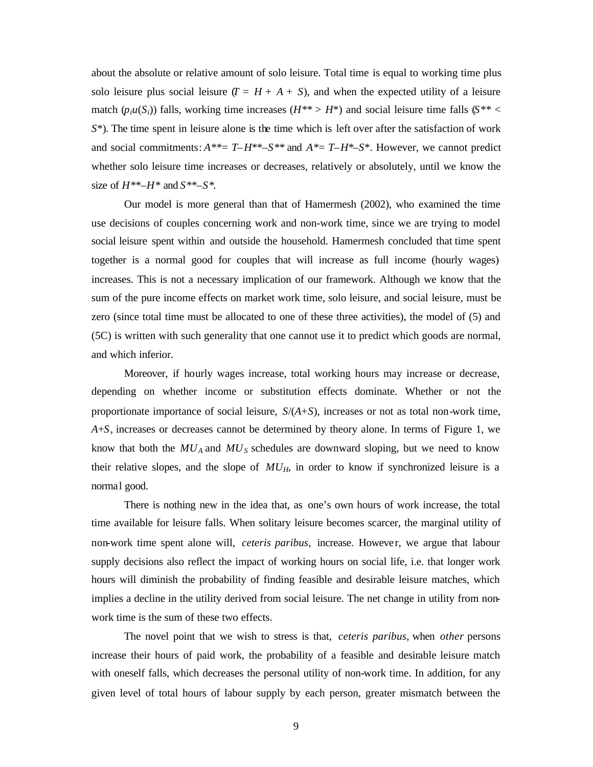about the absolute or relative amount of solo leisure. Total time is equal to working time plus solo leisure plus social leisure ($T = H + A + S$), and when the expected utility of a leisure match ($p_i u(S_i)$) falls, working time increases ($H^{**} > H^*$) and social leisure time falls ($S^{**} < S^*$). The time spent in leisure alone is the time which is left over after the satisfaction of work and social commitments: $A^{**} = T - H^{**} - S^{**}$ and $A^* = T - H^* - S^*$. However, we cannot predict whether solo leisure time increases or decreases, relatively or absolutely, until we know the size of $H^{**} - H^*$ and $S^{**} - S^*$.

Our model is more general than that of Hamermesh (2002), who examined the time use decisions of couples concerning work and non-work time, since we are trying to model social leisure spent within and outside the household. Hamermesh concluded that time spent together is a normal good for couples that will increase as full income (hourly wages) increases. This is not a necessary implication of our framework. Although we know that the sum of the pure income effects on market work time, solo leisure, and social leisure, must be zero (since total time must be allocated to one of these three activities), the model of (5) and (5C) is written with such generality that one cannot use it to predict which goods are normal, and which inferior.

Moreover, if hourly wages increase, total working hours may increase or decrease, depending on whether income or substitution effects dominate. Whether or not the proportionate importance of social leisure, $S/(A+S)$, increases or not as total non-work time, $A+S$, increases or decreases cannot be determined by theory alone. In terms of Figure 1, we know that both the $MU_A$ and $MU_S$ schedules are downward sloping, but we need to know their relative slopes, and the slope of $MU_H$, in order to know if synchronized leisure is a normal good.

There is nothing new in the idea that, as one's own hours of work increase, the total time available for leisure falls. When solitary leisure becomes scarcer, the marginal utility of non-work time spent alone will, *ceteris paribus,* increase. However, we argue that labour supply decisions also reflect the impact of working hours on social life, i.e. that longer work hours will diminish the probability of finding feasible and desirable leisure matches, which implies a decline in the utility derived from social leisure. The net change in utility from non-work time is the sum of these two effects.

The novel point that we wish to stress is that, *ceteris paribus*, when *other* persons increase their hours of paid work, the probability of a feasible and desirable leisure match with oneself falls, which decreases the personal utility of non-work time. In addition, for any given level of total hours of labour supply by each person, greater mismatch between the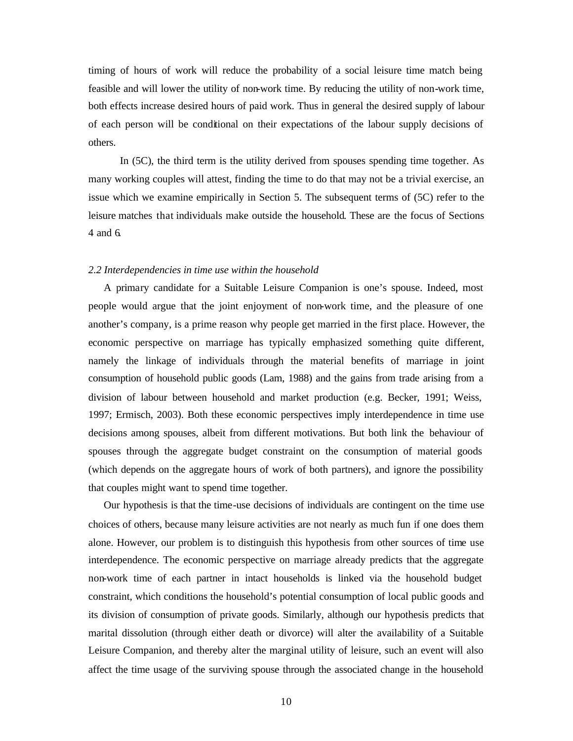timing of hours of work will reduce the probability of a social leisure time match being feasible and will lower the utility of non-work time. By reducing the utility of non-work time, both effects increase desired hours of paid work. Thus in general the desired supply of labour of each person will be conditional on their expectations of the labour supply decisions of others.

In (5C), the third term is the utility derived from spouses spending time together. As many working couples will attest, finding the time to do that may not be a trivial exercise, an issue which we examine empirically in Section 5. The subsequent terms of (5C) refer to the leisure matches that individuals make outside the household. These are the focus of Sections 4 and 6.

*2.2 Interdependencies in time use within the household*

A primary candidate for a Suitable Leisure Companion is one's spouse. Indeed, most people would argue that the joint enjoyment of non-work time, and the pleasure of one another's company, is a prime reason why people get married in the first place. However, the economic perspective on marriage has typically emphasized something quite different, namely the linkage of individuals through the material benefits of marriage in joint consumption of household public goods (Lam, 1988) and the gains from trade arising from a division of labour between household and market production (e.g. Becker, 1991; Weiss, 1997; Ermisch, 2003). Both these economic perspectives imply interdependence in time use decisions among spouses, albeit from different motivations. But both link the behaviour of spouses through the aggregate budget constraint on the consumption of material goods (which depends on the aggregate hours of work of both partners), and ignore the possibility that couples might want to spend time together.

Our hypothesis is that the time-use decisions of individuals are contingent on the time use choices of others, because many leisure activities are not nearly as much fun if one does them alone. However, our problem is to distinguish this hypothesis from other sources of time use interdependence. The economic perspective on marriage already predicts that the aggregate non-work time of each partner in intact households is linked via the household budget constraint, which conditions the household's potential consumption of local public goods and its division of consumption of private goods. Similarly, although our hypothesis predicts that marital dissolution (through either death or divorce) will alter the availability of a Suitable Leisure Companion, and thereby alter the marginal utility of leisure, such an event will also affect the time usage of the surviving spouse through the associated change in the household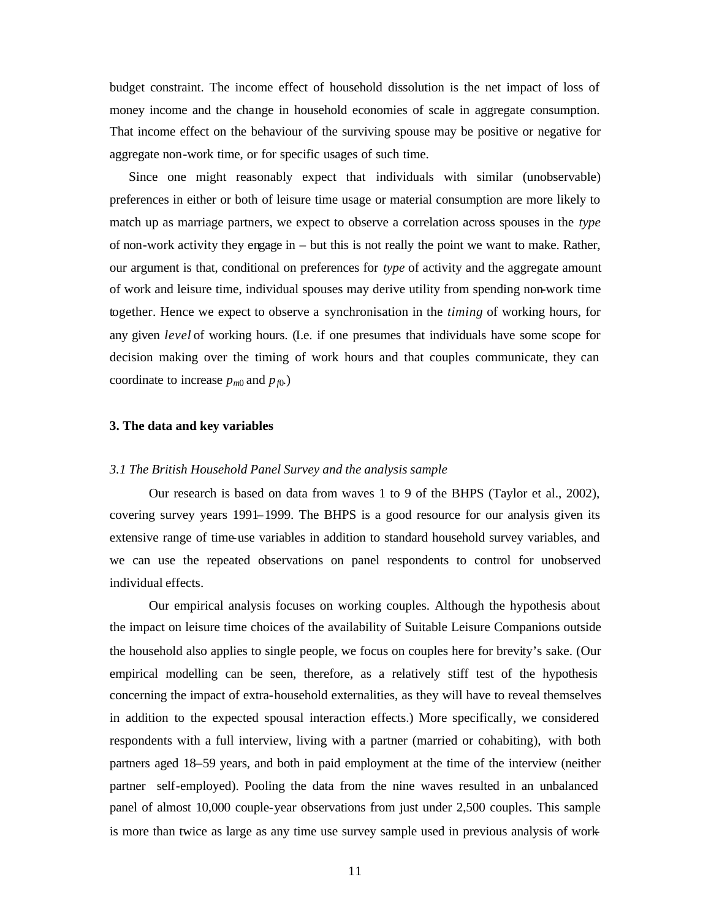budget constraint. The income effect of household dissolution is the net impact of loss of money income and the change in household economies of scale in aggregate consumption. That income effect on the behaviour of the surviving spouse may be positive or negative for aggregate non-work time, or for specific usages of such time.

Since one might reasonably expect that individuals with similar (unobservable) preferences in either or both of leisure time usage or material consumption are more likely to match up as marriage partners, we expect to observe a correlation across spouses in the *type* of non-work activity they engage in – but this is not really the point we want to make. Rather, our argument is that, conditional on preferences for *type* of activity and the aggregate amount of work and leisure time, individual spouses may derive utility from spending non-work time together. Hence we expect to observe a synchronisation in the *timing* of working hours, for any given *level* of working hours. (I.e. if one presumes that individuals have some scope for decision making over the timing of work hours and that couples communicate, they can coordinate to increase $p_{m0}$ and $p_{f0}$.)

### 3. The data and key variables

*3.1 The British Household Panel Survey and the analysis sample*

Our research is based on data from waves 1 to 9 of the BHPS (Taylor et al., 2002), covering survey years 1991–1999. The BHPS is a good resource for our analysis given its extensive range of time-use variables in addition to standard household survey variables, and we can use the repeated observations on panel respondents to control for unobserved individual effects.

Our empirical analysis focuses on working couples. Although the hypothesis about the impact on leisure time choices of the availability of Suitable Leisure Companions outside the household also applies to single people, we focus on couples here for brevity's sake. (Our empirical modelling can be seen, therefore, as a relatively stiff test of the hypothesis concerning the impact of extra-household externalities, as they will have to reveal themselves in addition to the expected spousal interaction effects.) More specifically, we considered respondents with a full interview, living with a partner (married or cohabiting), with both partners aged 18–59 years, and both in paid employment at the time of the interview (neither partner self-employed). Pooling the data from the nine waves resulted in an unbalanced panel of almost 10,000 couple-year observations from just under 2,500 couples. This sample is more than twice as large as any time use survey sample used in previous analysis of work-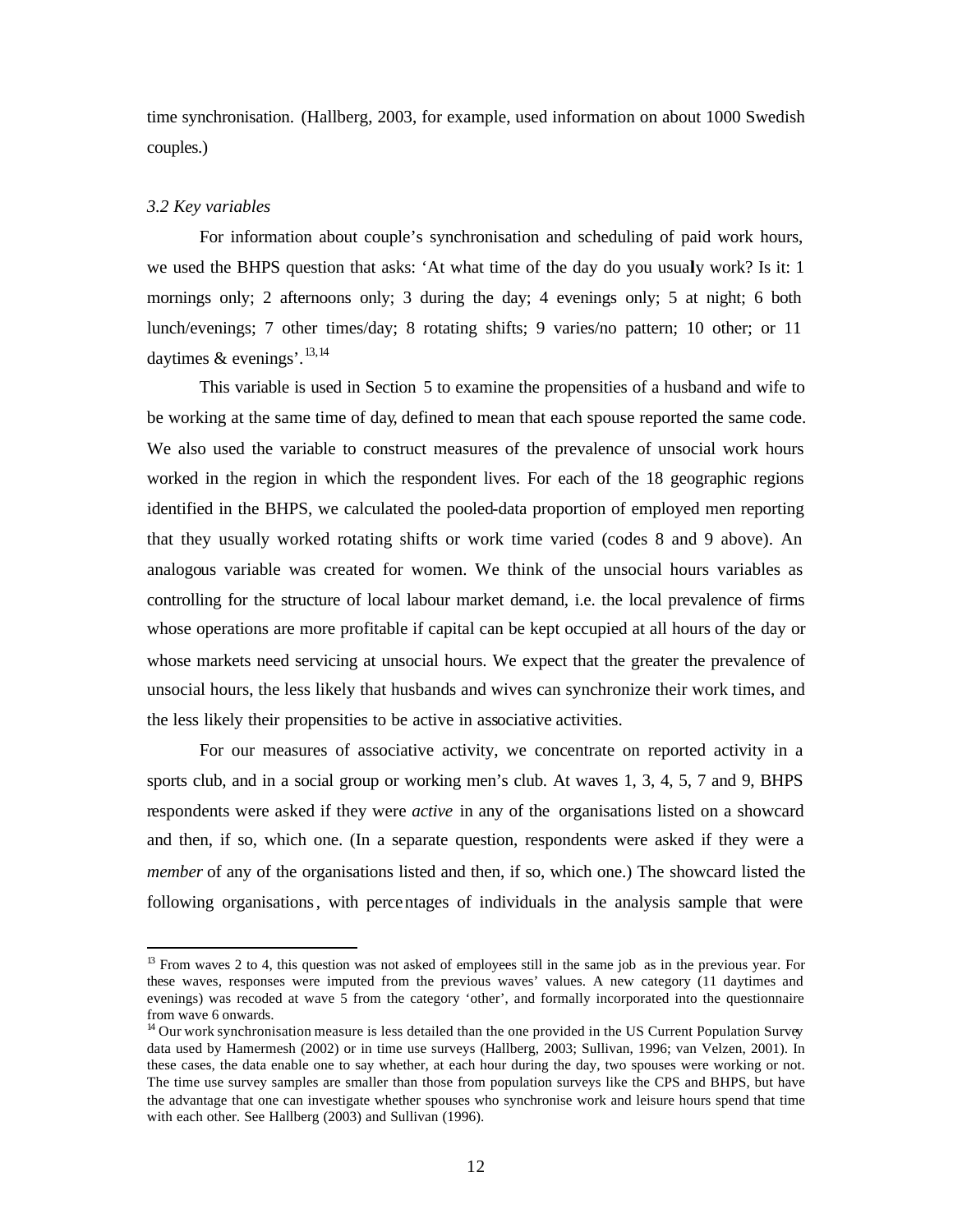time synchronisation. (Hallberg, 2003, for example, used information on about 1000 Swedish couples.)

*3.2 Key variables*

For information about couple's synchronisation and scheduling of paid work hours, we used the BHPS question that asks: 'At what time of the day do you usually work? Is it: 1 mornings only; 2 afternoons only; 3 during the day; 4 evenings only; 5 at night; 6 both lunch/evenings; 7 other times/day; 8 rotating shifts; 9 varies/no pattern; 10 other; or 11 daytimes & evenings'.[13,14]

This variable is used in Section 5 to examine the propensities of a husband and wife to be working at the same time of day, defined to mean that each spouse reported the same code. We also used the variable to construct measures of the prevalence of unsocial work hours worked in the region in which the respondent lives. For each of the 18 geographic regions identified in the BHPS, we calculated the pooled-data proportion of employed men reporting that they usually worked rotating shifts or work time varied (codes 8 and 9 above). An analogous variable was created for women. We think of the unsocial hours variables as controlling for the structure of local labour market demand, i.e. the local prevalence of firms whose operations are more profitable if capital can be kept occupied at all hours of the day or whose markets need servicing at unsocial hours. We expect that the greater the prevalence of unsocial hours, the less likely that husbands and wives can synchronize their work times, and the less likely their propensities to be active in associative activities.

For our measures of associative activity, we concentrate on reported activity in a sports club, and in a social group or working men's club. At waves 1, 3, 4, 5, 7 and 9, BHPS respondents were asked if they were *active* in any of the organisations listed on a showcard and then, if so, which one. (In a separate question, respondents were asked if they were a *member* of any of the organisations listed and then, if so, which one.) The showcard listed the following organisations, with percentages of individuals in the analysis sample that were

[13] From waves 2 to 4, this question was not asked of employees still in the same job as in the previous year. For these waves, responses were imputed from the previous waves' values. A new category (11 daytimes and evenings) was recoded at wave 5 from the category 'other', and formally incorporated into the questionnaire from wave 6 onwards.

[14] Our work synchronisation measure is less detailed than the one provided in the US Current Population Survey data used by Hamermesh (2002) or in time use surveys (Hallberg, 2003; Sullivan, 1996; van Velzen, 2001). In these cases, the data enable one to say whether, at each hour during the day, two spouses were working or not. The time use survey samples are smaller than those from population surveys like the CPS and BHPS, but have the advantage that one can investigate whether spouses who synchronise work and leisure hours spend that time with each other. See Hallberg (2003) and Sullivan (1996).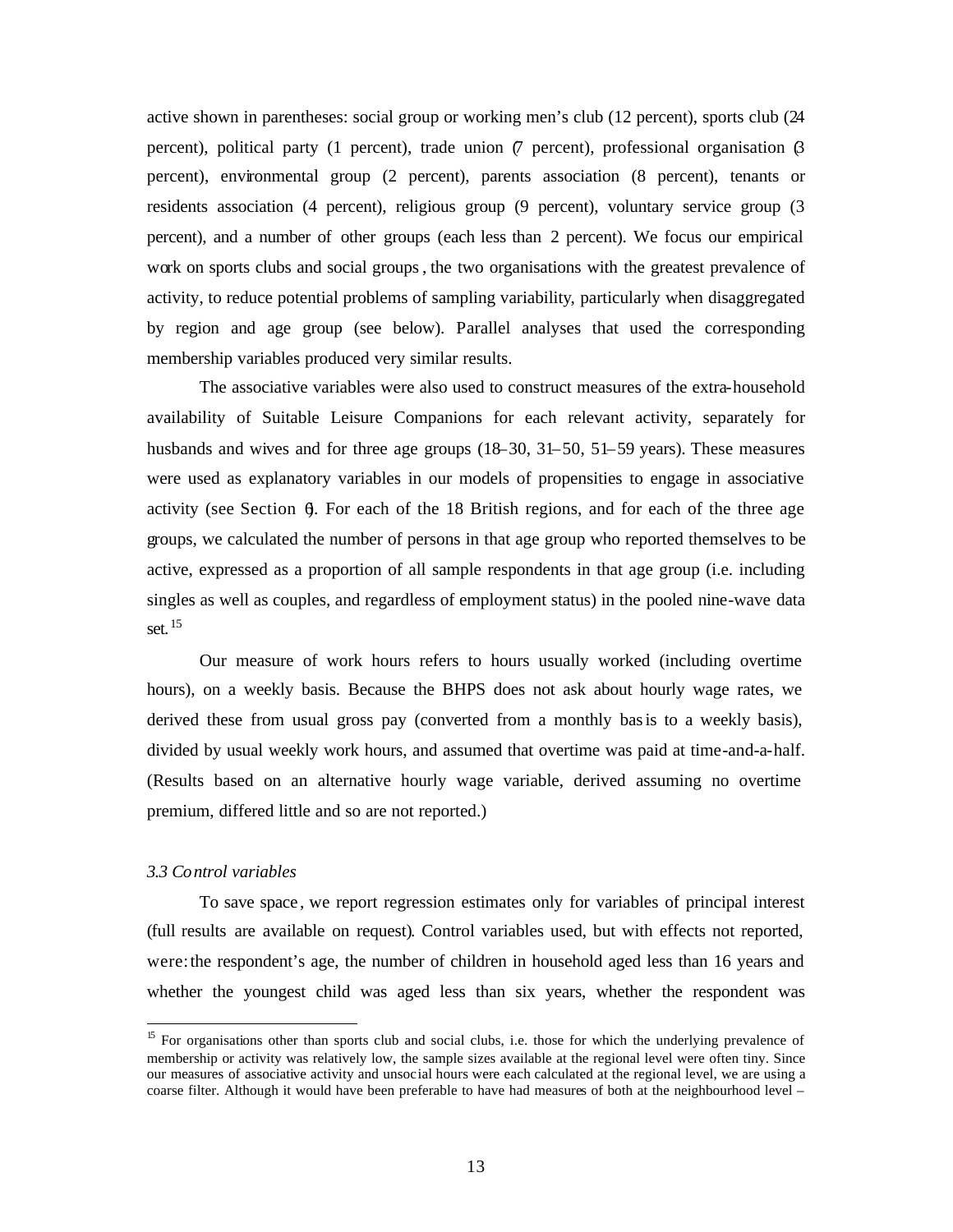active shown in parentheses: social group or working men's club (12 percent), sports club (24 percent), political party (1 percent), trade union (7 percent), professional organisation (3 percent), environmental group (2 percent), parents association (8 percent), tenants or residents association (4 percent), religious group (9 percent), voluntary service group (3 percent), and a number of other groups (each less than 2 percent). We focus our empirical work on sports clubs and social groups, the two organisations with the greatest prevalence of activity, to reduce potential problems of sampling variability, particularly when disaggregated by region and age group (see below). Parallel analyses that used the corresponding membership variables produced very similar results.

The associative variables were also used to construct measures of the extra-household availability of Suitable Leisure Companions for each relevant activity, separately for husbands and wives and for three age groups (18–30, 31–50, 51–59 years). These measures were used as explanatory variables in our models of propensities to engage in associative activity (see Section 6). For each of the 18 British regions, and for each of the three age groups, we calculated the number of persons in that age group who reported themselves to be active, expressed as a proportion of all sample respondents in that age group (i.e. including singles as well as couples, and regardless of employment status) in the pooled nine-wave data set.[15]

Our measure of work hours refers to hours usually worked (including overtime hours), on a weekly basis. Because the BHPS does not ask about hourly wage rates, we derived these from usual gross pay (converted from a monthly basis to a weekly basis), divided by usual weekly work hours, and assumed that overtime was paid at time-and-a-half. (Results based on an alternative hourly wage variable, derived assuming no overtime premium, differed little and so are not reported.)

### *3.3 Control variables*

To save space, we report regression estimates only for variables of principal interest (full results are available on request). Control variables used, but with effects not reported, were: the respondent's age, the number of children in household aged less than 16 years and whether the youngest child was aged less than six years, whether the respondent was

[15] For organisations other than sports club and social clubs, i.e. those for which the underlying prevalence of membership or activity was relatively low, the sample sizes available at the regional level were often tiny. Since our measures of associative activity and unsocial hours were each calculated at the regional level, we are using a coarse filter. Although it would have been preferable to have had measures of both at the neighbourhood level –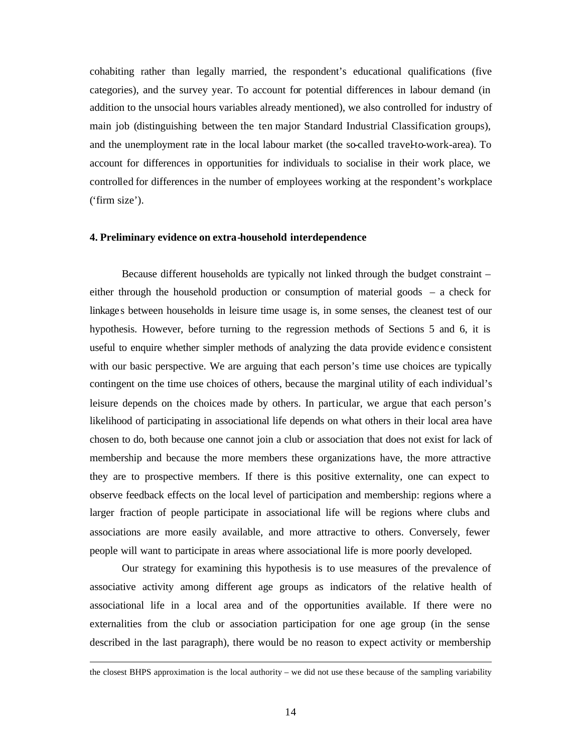cohabiting rather than legally married, the respondent's educational qualifications (five categories), and the survey year. To account for potential differences in labour demand (in addition to the unsocial hours variables already mentioned), we also controlled for industry of main job (distinguishing between the ten major Standard Industrial Classification groups), and the unemployment rate in the local labour market (the so-called travel-to-work-area). To account for differences in opportunities for individuals to socialise in their work place, we controlled for differences in the number of employees working at the respondent's workplace ('firm size').

### 4. Preliminary evidence on extra-household interdependence

Because different households are typically not linked through the budget constraint – either through the household production or consumption of material goods – a check for linkages between households in leisure time usage is, in some senses, the cleanest test of our hypothesis. However, before turning to the regression methods of Sections 5 and 6, it is useful to enquire whether simpler methods of analyzing the data provide evidence consistent with our basic perspective. We are arguing that each person's time use choices are typically contingent on the time use choices of others, because the marginal utility of each individual's leisure depends on the choices made by others. In particular, we argue that each person's likelihood of participating in associational life depends on what others in their local area have chosen to do, both because one cannot join a club or association that does not exist for lack of membership and because the more members these organizations have, the more attractive they are to prospective members. If there is this positive externality, one can expect to observe feedback effects on the local level of participation and membership: regions where a larger fraction of people participate in associational life will be regions where clubs and associations are more easily available, and more attractive to others. Conversely, fewer people will want to participate in areas where associational life is more poorly developed.

Our strategy for examining this hypothesis is to use measures of the prevalence of associative activity among different age groups as indicators of the relative health of associational life in a local area and of the opportunities available. If there were no externalities from the club or association participation for one age group (in the sense described in the last paragraph), there would be no reason to expect activity or membership

---

the closest BHPS approximation is the local authority – we did not use these because of the sampling variability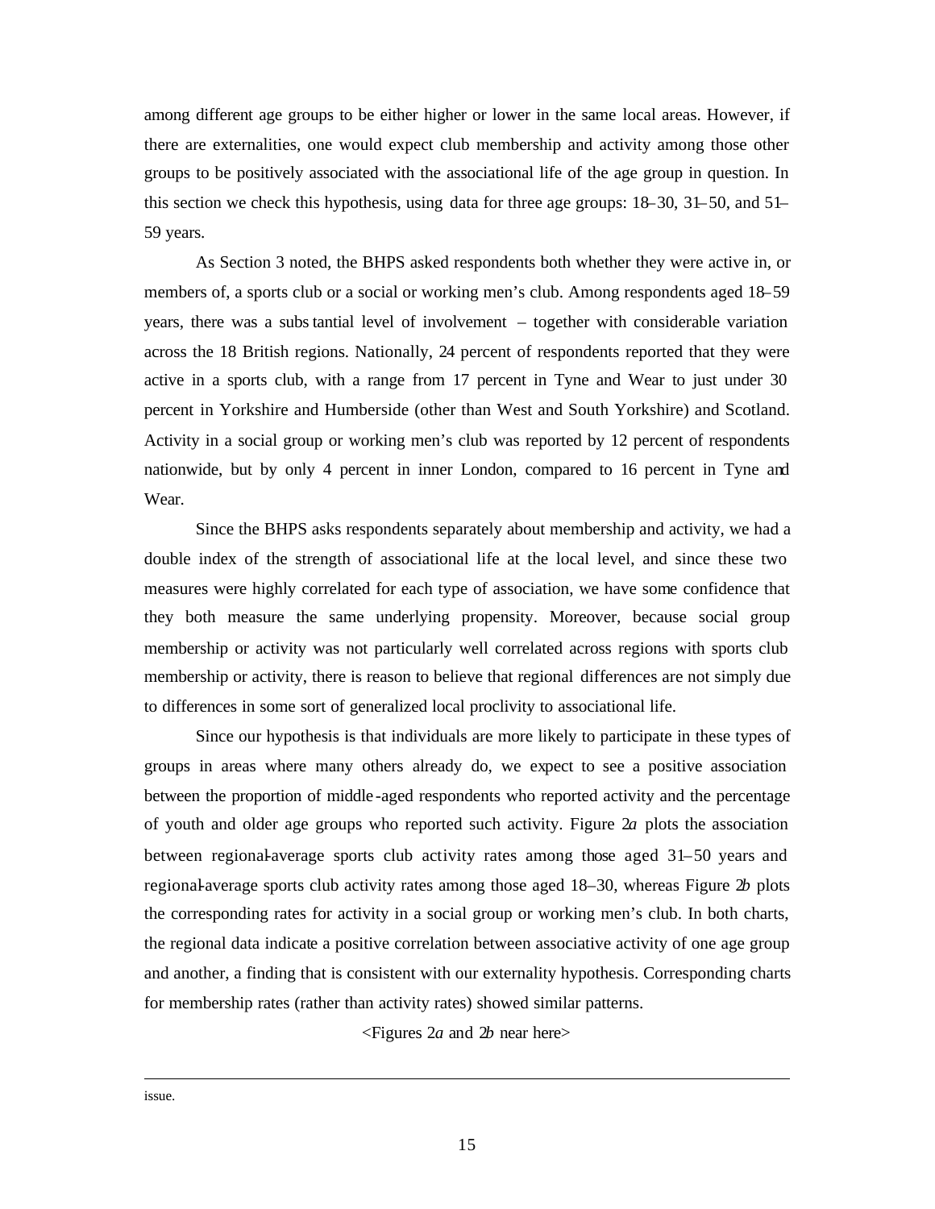among different age groups to be either higher or lower in the same local areas. However, if there are externalities, one would expect club membership and activity among those other groups to be positively associated with the associational life of the age group in question. In this section we check this hypothesis, using data for three age groups: 18–30, 31–50, and 51–59 years.

As Section 3 noted, the BHPS asked respondents both whether they were active in, or members of, a sports club or a social or working men's club. Among respondents aged 18–59 years, there was a substantial level of involvement – together with considerable variation across the 18 British regions. Nationally, 24 percent of respondents reported that they were active in a sports club, with a range from 17 percent in Tyne and Wear to just under 30 percent in Yorkshire and Humberside (other than West and South Yorkshire) and Scotland. Activity in a social group or working men's club was reported by 12 percent of respondents nationwide, but by only 4 percent in inner London, compared to 16 percent in Tyne and Wear.

Since the BHPS asks respondents separately about membership and activity, we had a double index of the strength of associational life at the local level, and since these two measures were highly correlated for each type of association, we have some confidence that they both measure the same underlying propensity. Moreover, because social group membership or activity was not particularly well correlated across regions with sports club membership or activity, there is reason to believe that regional differences are not simply due to differences in some sort of generalized local proclivity to associational life.

Since our hypothesis is that individuals are more likely to participate in these types of groups in areas where many others already do, we expect to see a positive association between the proportion of middle-aged respondents who reported activity and the percentage of youth and older age groups who reported such activity. Figure 2*a* plots the association between regional-average sports club activity rates among those aged 31–50 years and regional-average sports club activity rates among those aged 18–30, whereas Figure 2*b* plots the corresponding rates for activity in a social group or working men's club. In both charts, the regional data indicate a positive correlation between associative activity of one age group and another, a finding that is consistent with our externality hypothesis. Corresponding charts for membership rates (rather than activity rates) showed similar patterns.

<Figures 2*a* and 2*b* near here>

---

issue.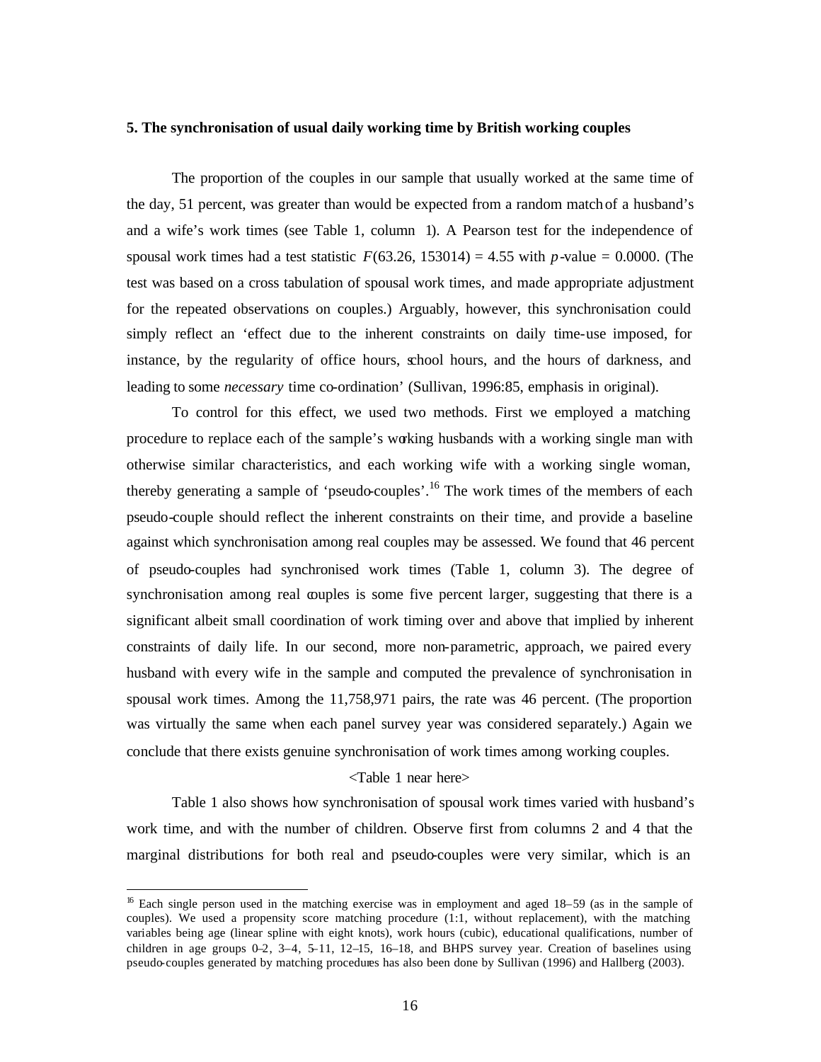### 5. The synchronisation of usual daily working time by British working couples

The proportion of the couples in our sample that usually worked at the same time of the day, 51 percent, was greater than would be expected from a random match of a husband's and a wife's work times (see Table 1, column 1). A Pearson test for the independence of spousal work times had a test statistic $F(63.26, 153014) = 4.55$ with $p$-value = 0.0000. (The test was based on a cross tabulation of spousal work times, and made appropriate adjustment for the repeated observations on couples.) Arguably, however, this synchronisation could simply reflect an 'effect due to the inherent constraints on daily time-use imposed, for instance, by the regularity of office hours, school hours, and the hours of darkness, and leading to some *necessary* time co-ordination' (Sullivan, 1996:85, emphasis in original).

To control for this effect, we used two methods. First we employed a matching procedure to replace each of the sample's working husbands with a working single man with otherwise similar characteristics, and each working wife with a working single woman, thereby generating a sample of 'pseudo-couples'.[16] The work times of the members of each pseudo-couple should reflect the inherent constraints on their time, and provide a baseline against which synchronisation among real couples may be assessed. We found that 46 percent of pseudo-couples had synchronised work times (Table 1, column 3). The degree of synchronisation among real couples is some five percent larger, suggesting that there is a significant albeit small coordination of work timing over and above that implied by inherent constraints of daily life. In our second, more non-parametric, approach, we paired every husband with every wife in the sample and computed the prevalence of synchronisation in spousal work times. Among the 11,758,971 pairs, the rate was 46 percent. (The proportion was virtually the same when each panel survey year was considered separately.) Again we conclude that there exists genuine synchronisation of work times among working couples.

<Table 1 near here>

Table 1 also shows how synchronisation of spousal work times varied with husband's work time, and with the number of children. Observe first from columns 2 and 4 that the marginal distributions for both real and pseudo-couples were very similar, which is an

[16] Each single person used in the matching exercise was in employment and aged 18–59 (as in the sample of couples). We used a propensity score matching procedure (1:1, without replacement), with the matching variables being age (linear spline with eight knots), work hours (cubic), educational qualifications, number of children in age groups 0–2, 3–4, 5–11, 12–15, 16–18, and BHPS survey year. Creation of baselines using pseudo-couples generated by matching procedures has also been done by Sullivan (1996) and Hallberg (2003).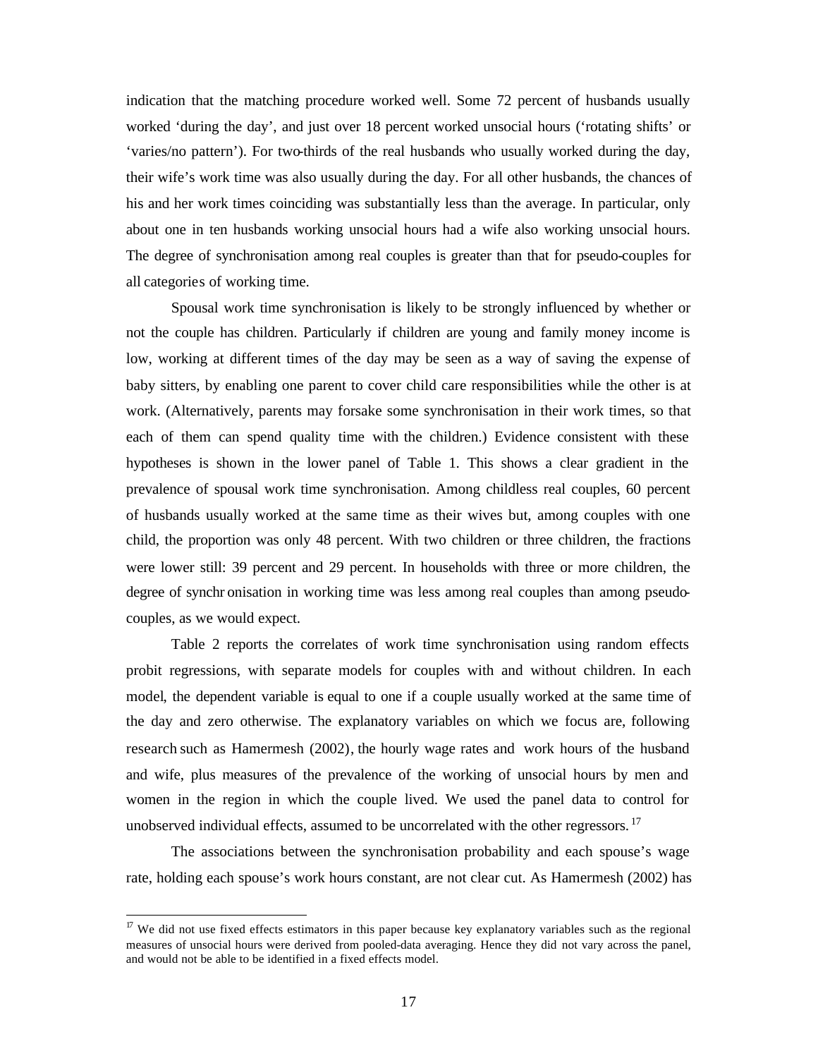indication that the matching procedure worked well. Some 72 percent of husbands usually worked 'during the day', and just over 18 percent worked unsocial hours ('rotating shifts' or 'varies/no pattern'). For two-thirds of the real husbands who usually worked during the day, their wife's work time was also usually during the day. For all other husbands, the chances of his and her work times coinciding was substantially less than the average. In particular, only about one in ten husbands working unsocial hours had a wife also working unsocial hours. The degree of synchronisation among real couples is greater than that for pseudo-couples for all categories of working time.

Spousal work time synchronisation is likely to be strongly influenced by whether or not the couple has children. Particularly if children are young and family money income is low, working at different times of the day may be seen as a way of saving the expense of baby sitters, by enabling one parent to cover child care responsibilities while the other is at work. (Alternatively, parents may forsake some synchronisation in their work times, so that each of them can spend quality time with the children.) Evidence consistent with these hypotheses is shown in the lower panel of Table 1. This shows a clear gradient in the prevalence of spousal work time synchronisation. Among childless real couples, 60 percent of husbands usually worked at the same time as their wives but, among couples with one child, the proportion was only 48 percent. With two children or three children, the fractions were lower still: 39 percent and 29 percent. In households with three or more children, the degree of synchronisation in working time was less among real couples than among pseudo-couples, as we would expect.

Table 2 reports the correlates of work time synchronisation using random effects probit regressions, with separate models for couples with and without children. In each model, the dependent variable is equal to one if a couple usually worked at the same time of the day and zero otherwise. The explanatory variables on which we focus are, following research such as Hamermesh (2002), the hourly wage rates and work hours of the husband and wife, plus measures of the prevalence of the working of unsocial hours by men and women in the region in which the couple lived. We used the panel data to control for unobserved individual effects, assumed to be uncorrelated with the other regressors.[17]

The associations between the synchronisation probability and each spouse's wage rate, holding each spouse's work hours constant, are not clear cut. As Hamermesh (2002) has

[17] We did not use fixed effects estimators in this paper because key explanatory variables such as the regional measures of unsocial hours were derived from pooled-data averaging. Hence they did not vary across the panel, and would not be able to be identified in a fixed effects model.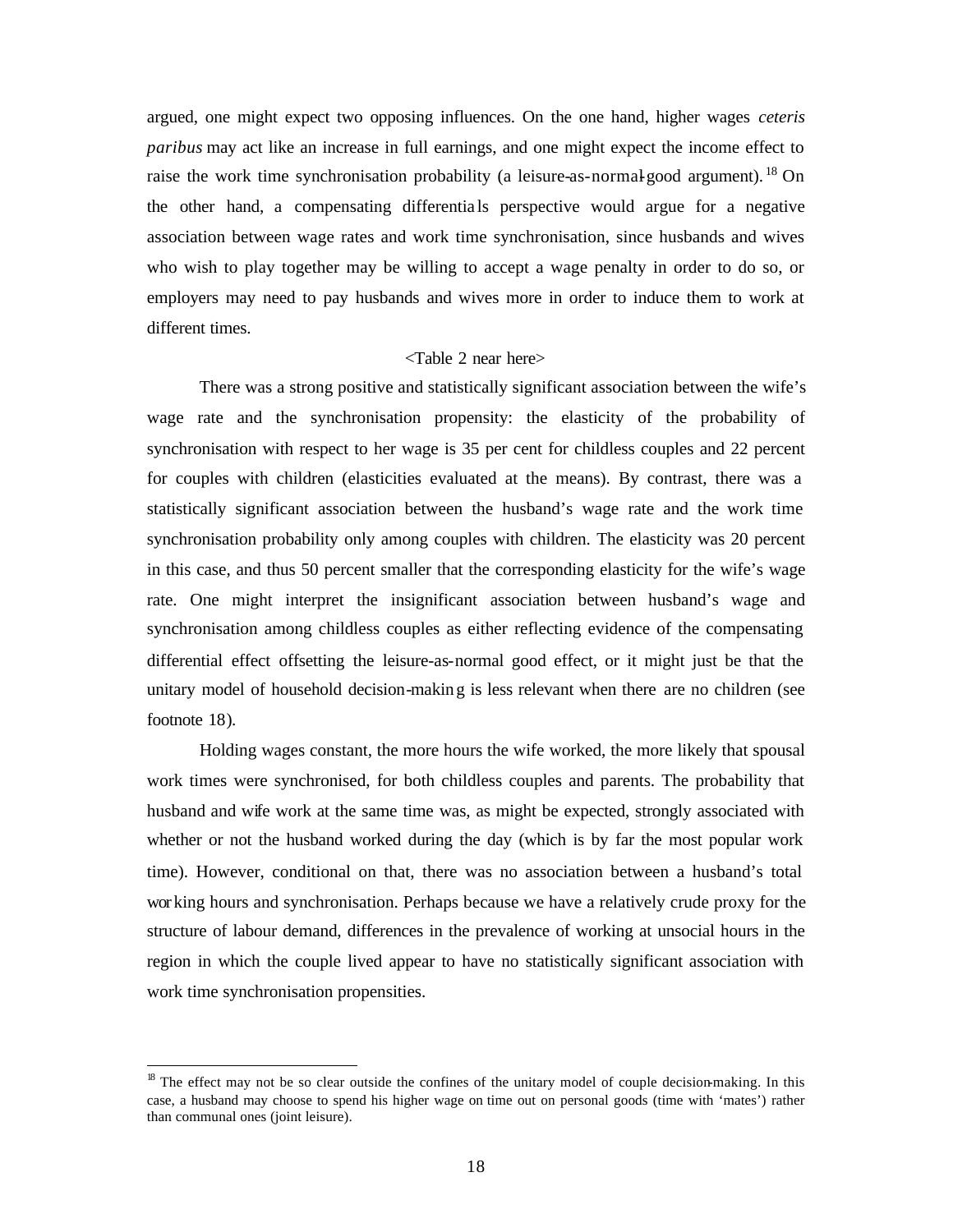argued, one might expect two opposing influences. On the one hand, higher wages *ceteris paribus* may act like an increase in full earnings, and one might expect the income effect to raise the work time synchronisation probability (a leisure-as-normal-good argument).[18] On the other hand, a compensating differentials perspective would argue for a negative association between wage rates and work time synchronisation, since husbands and wives who wish to play together may be willing to accept a wage penalty in order to do so, or employers may need to pay husbands and wives more in order to induce them to work at different times.

<Table 2 near here>

There was a strong positive and statistically significant association between the wife's wage rate and the synchronisation propensity: the elasticity of the probability of synchronisation with respect to her wage is 35 per cent for childless couples and 22 percent for couples with children (elasticities evaluated at the means). By contrast, there was a statistically significant association between the husband's wage rate and the work time synchronisation probability only among couples with children. The elasticity was 20 percent in this case, and thus 50 percent smaller that the corresponding elasticity for the wife's wage rate. One might interpret the insignificant association between husband's wage and synchronisation among childless couples as either reflecting evidence of the compensating differential effect offsetting the leisure-as-normal good effect, or it might just be that the unitary model of household decision-making is less relevant when there are no children (see footnote 18).

Holding wages constant, the more hours the wife worked, the more likely that spousal work times were synchronised, for both childless couples and parents. The probability that husband and wife work at the same time was, as might be expected, strongly associated with whether or not the husband worked during the day (which is by far the most popular work time). However, conditional on that, there was no association between a husband's total working hours and synchronisation. Perhaps because we have a relatively crude proxy for the structure of labour demand, differences in the prevalence of working at unsocial hours in the region in which the couple lived appear to have no statistically significant association with work time synchronisation propensities.

---

[18] The effect may not be so clear outside the confines of the unitary model of couple decision-making. In this case, a husband may choose to spend his higher wage on time out on personal goods (time with 'mates') rather than communal ones (joint leisure).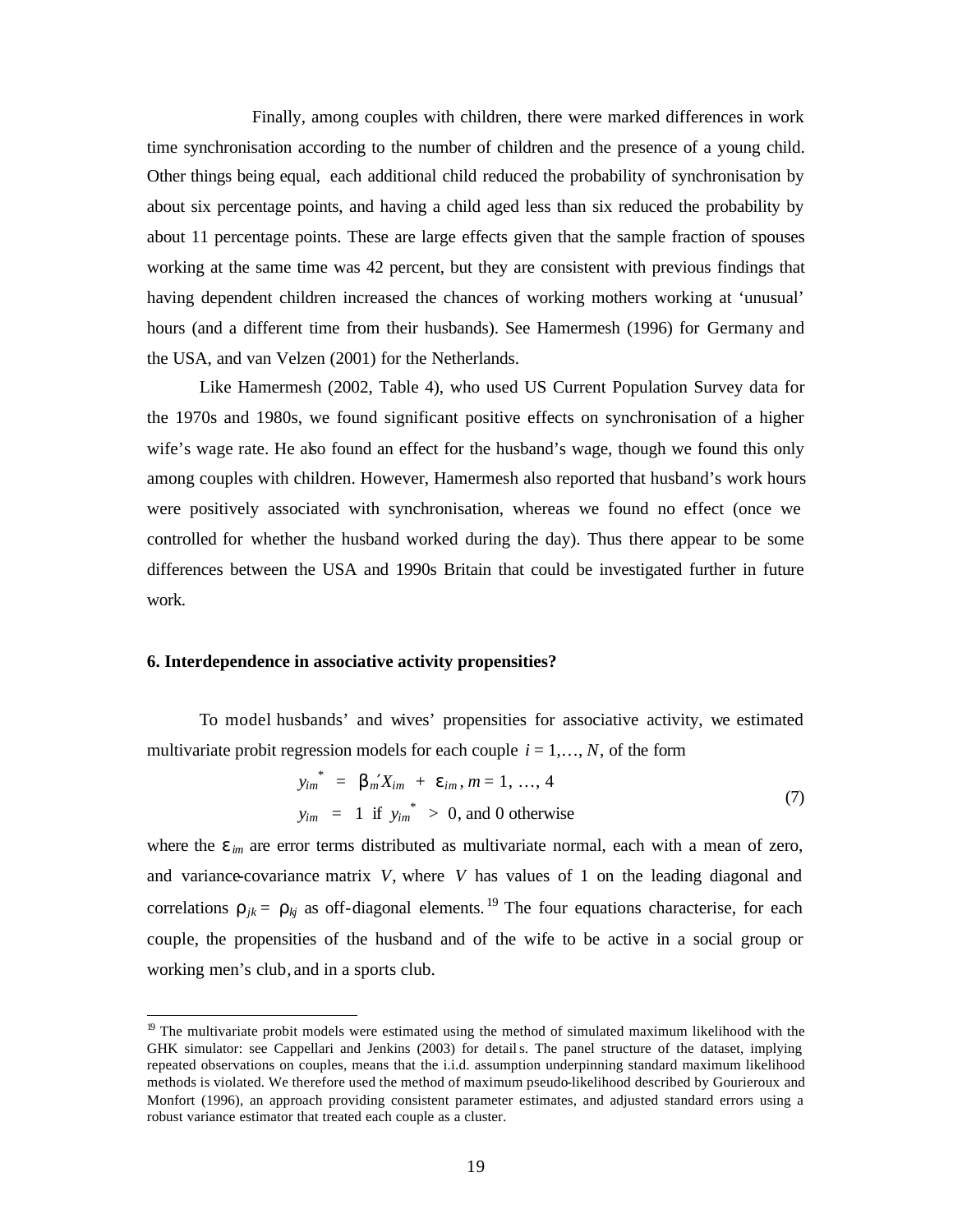Finally, among couples with children, there were marked differences in work time synchronisation according to the number of children and the presence of a young child. Other things being equal, each additional child reduced the probability of synchronisation by about six percentage points, and having a child aged less than six reduced the probability by about 11 percentage points. These are large effects given that the sample fraction of spouses working at the same time was 42 percent, but they are consistent with previous findings that having dependent children increased the chances of working mothers working at 'unusual' hours (and a different time from their husbands). See Hamermesh (1996) for Germany and the USA, and van Velzen (2001) for the Netherlands.

Like Hamermesh (2002, Table 4), who used US Current Population Survey data for the 1970s and 1980s, we found significant positive effects on synchronisation of a higher wife's wage rate. He also found an effect for the husband's wage, though we found this only among couples with children. However, Hamermesh also reported that husband's work hours were positively associated with synchronisation, whereas we found no effect (once we controlled for whether the husband worked during the day). Thus there appear to be some differences between the USA and 1990s Britain that could be investigated further in future work.

### 6. Interdependence in associative activity propensities?

To model husbands' and wives' propensities for associative activity, we estimated multivariate probit regression models for each couple $i = 1,\ldots, N$, of the form

$$
\begin{aligned}
y_{im}^{*} &= \beta_m' X_{im} + \varepsilon_{im},\ m = 1, \ldots, 4 \\
y_{im} &= 1 \text{ if } y_{im}^{*} > 0, \text{ and 0 otherwise}
\end{aligned}
\tag{7}
$$

where the $\varepsilon_{im}$ are error terms distributed as multivariate normal, each with a mean of zero, and variance-covariance matrix $V$, where $V$ has values of 1 on the leading diagonal and correlations $\rho_{jk} = \rho_{kj}$ as off-diagonal elements.[19] The four equations characterise, for each couple, the propensities of the husband and of the wife to be active in a social group or working men's club, and in a sports club.

[19] The multivariate probit models were estimated using the method of simulated maximum likelihood with the GHK simulator: see Cappellari and Jenkins (2003) for details. The panel structure of the dataset, implying repeated observations on couples, means that the i.i.d. assumption underpinning standard maximum likelihood methods is violated. We therefore used the method of maximum pseudo-likelihood described by Gourieroux and Monfort (1996), an approach providing consistent parameter estimates, and adjusted standard errors using a robust variance estimator that treated each couple as a cluster.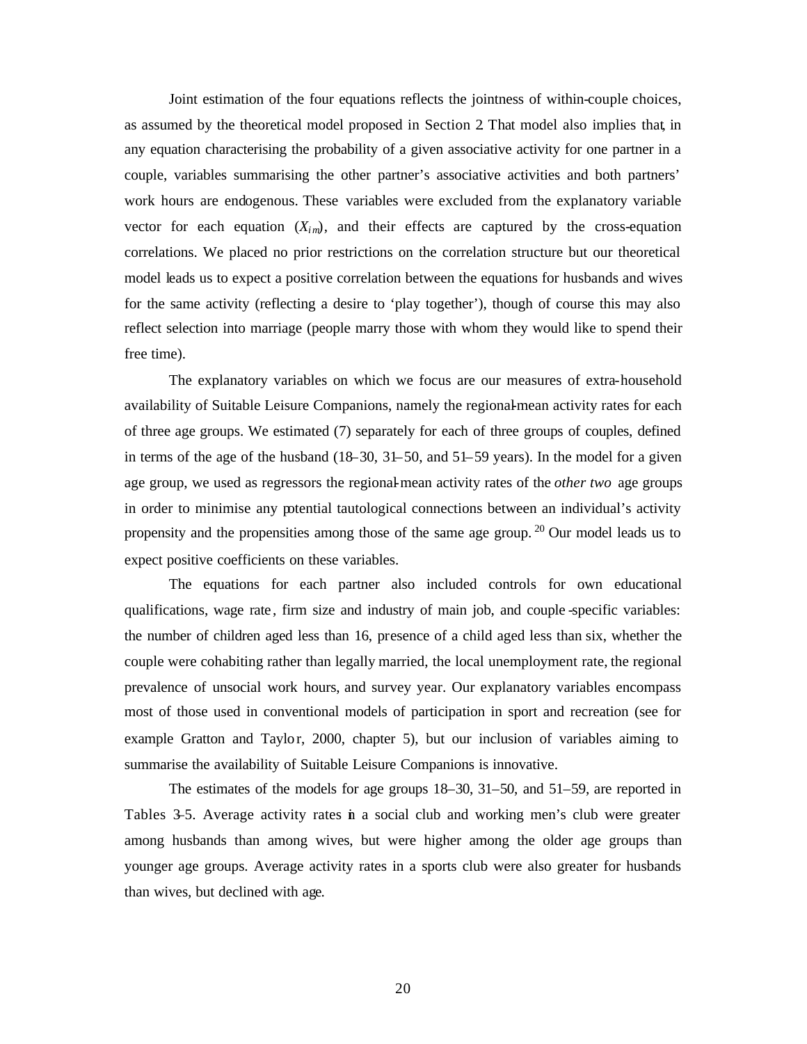Joint estimation of the four equations reflects the jointness of within-couple choices, as assumed by the theoretical model proposed in Section 2. That model also implies that, in any equation characterising the probability of a given associative activity for one partner in a couple, variables summarising the other partner's associative activities and both partners' work hours are endogenous. These variables were excluded from the explanatory variable vector for each equation ($X_{im}$), and their effects are captured by the cross-equation correlations. We placed no prior restrictions on the correlation structure but our theoretical model leads us to expect a positive correlation between the equations for husbands and wives for the same activity (reflecting a desire to 'play together'), though of course this may also reflect selection into marriage (people marry those with whom they would like to spend their free time).

The explanatory variables on which we focus are our measures of extra-household availability of Suitable Leisure Companions, namely the regional-mean activity rates for each of three age groups. We estimated (7) separately for each of three groups of couples, defined in terms of the age of the husband (18–30, 31–50, and 51–59 years). In the model for a given age group, we used as regressors the regional-mean activity rates of the *other two* age groups in order to minimise any potential tautological connections between an individual's activity propensity and the propensities among those of the same age group.[20] Our model leads us to expect positive coefficients on these variables.

The equations for each partner also included controls for own educational qualifications, wage rate, firm size and industry of main job, and couple-specific variables: the number of children aged less than 16, presence of a child aged less than six, whether the couple were cohabiting rather than legally married, the local unemployment rate, the regional prevalence of unsocial work hours, and survey year. Our explanatory variables encompass most of those used in conventional models of participation in sport and recreation (see for example Gratton and Taylor, 2000, chapter 5), but our inclusion of variables aiming to summarise the availability of Suitable Leisure Companions is innovative.

The estimates of the models for age groups 18–30, 31–50, and 51–59, are reported in Tables 3-5. Average activity rates in a social club and working men's club were greater among husbands than among wives, but were higher among the older age groups than younger age groups. Average activity rates in a sports club were also greater for husbands than wives, but declined with age.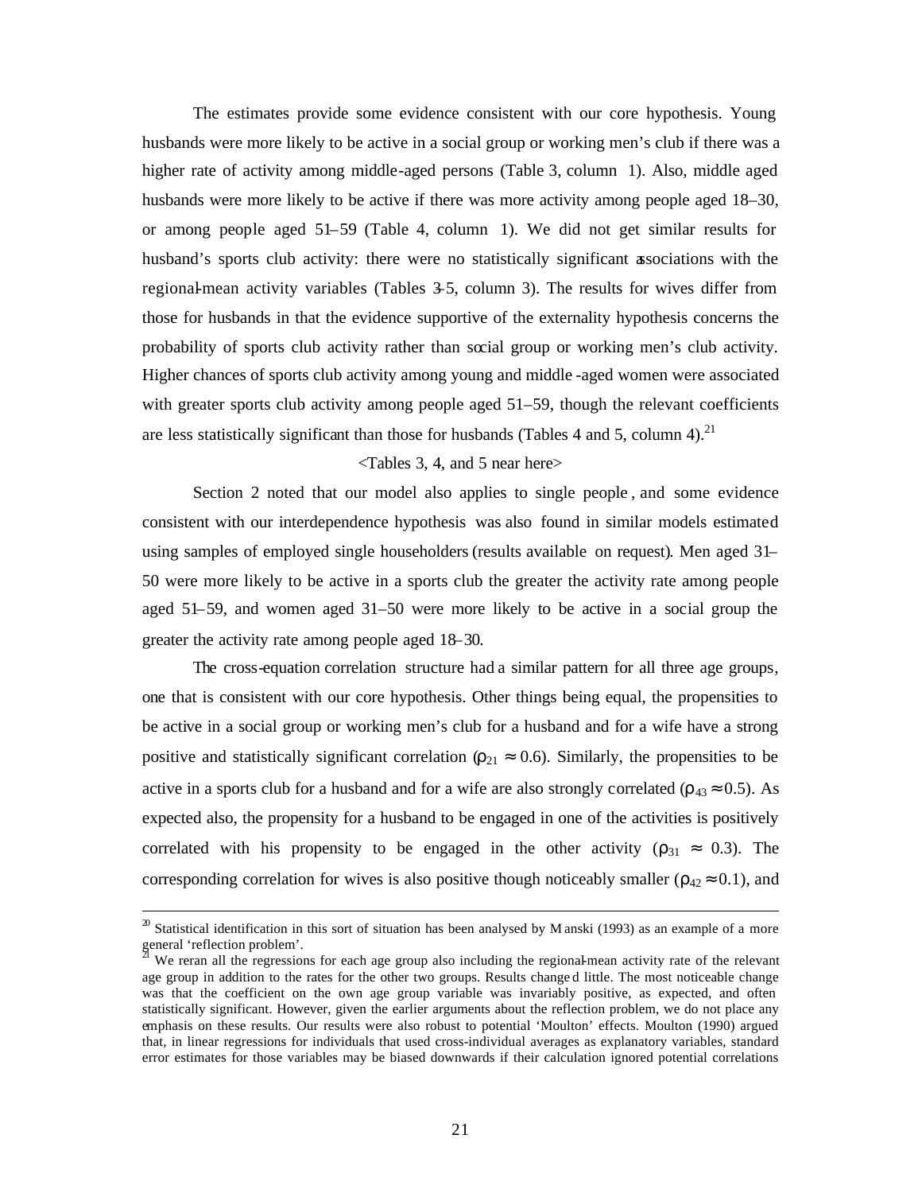The estimates provide some evidence consistent with our core hypothesis. Young husbands were more likely to be active in a social group or working men's club if there was a higher rate of activity among middle-aged persons (Table 3, column 1). Also, middle aged husbands were more likely to be active if there was more activity among people aged 18–30, or among people aged 51–59 (Table 4, column 1). We did not get similar results for husband's sports club activity: there were no statistically significant associations with the regional-mean activity variables (Tables 3-5, column 3). The results for wives differ from those for husbands in that the evidence supportive of the externality hypothesis concerns the probability of sports club activity rather than social group or working men's club activity. Higher chances of sports club activity among young and middle-aged women were associated with greater sports club activity among people aged 51–59, though the relevant coefficients are less statistically significant than those for husbands (Tables 4 and 5, column 4).[21]

<Tables 3, 4, and 5 near here>

Section 2 noted that our model also applies to single people, and some evidence consistent with our interdependence hypothesis was also found in similar models estimated using samples of employed single householders (results available on request). Men aged 31–50 were more likely to be active in a sports club the greater the activity rate among people aged 51–59, and women aged 31–50 were more likely to be active in a social group the greater the activity rate among people aged 18–30.

The cross-equation correlation structure had a similar pattern for all three age groups, one that is consistent with our core hypothesis. Other things being equal, the propensities to be active in a social group or working men's club for a husband and for a wife have a strong positive and statistically significant correlation ($\rho_{21} \approx 0.6$). Similarly, the propensities to be active in a sports club for a husband and for a wife are also strongly correlated ($\rho_{43} \approx 0.5$). As expected also, the propensity for a husband to be engaged in one of the activities is positively correlated with his propensity to be engaged in the other activity ($\rho_{31} \approx 0.3$). The corresponding correlation for wives is also positive though noticeably smaller ($\rho_{42} \approx 0.1$), and

[20] Statistical identification in this sort of situation has been analysed by Manski (1993) as an example of a more general 'reflection problem'.

[21] We reran all the regressions for each age group also including the regional-mean activity rate of the relevant age group in addition to the rates for the other two groups. Results changed little. The most noticeable change was that the coefficient on the own age group variable was invariably positive, as expected, and often statistically significant. However, given the earlier arguments about the reflection problem, we do not place any emphasis on these results. Our results were also robust to potential 'Moulton' effects. Moulton (1990) argued that, in linear regressions for individuals that used cross-individual averages as explanatory variables, standard error estimates for those variables may be biased downwards if their calculation ignored potential correlations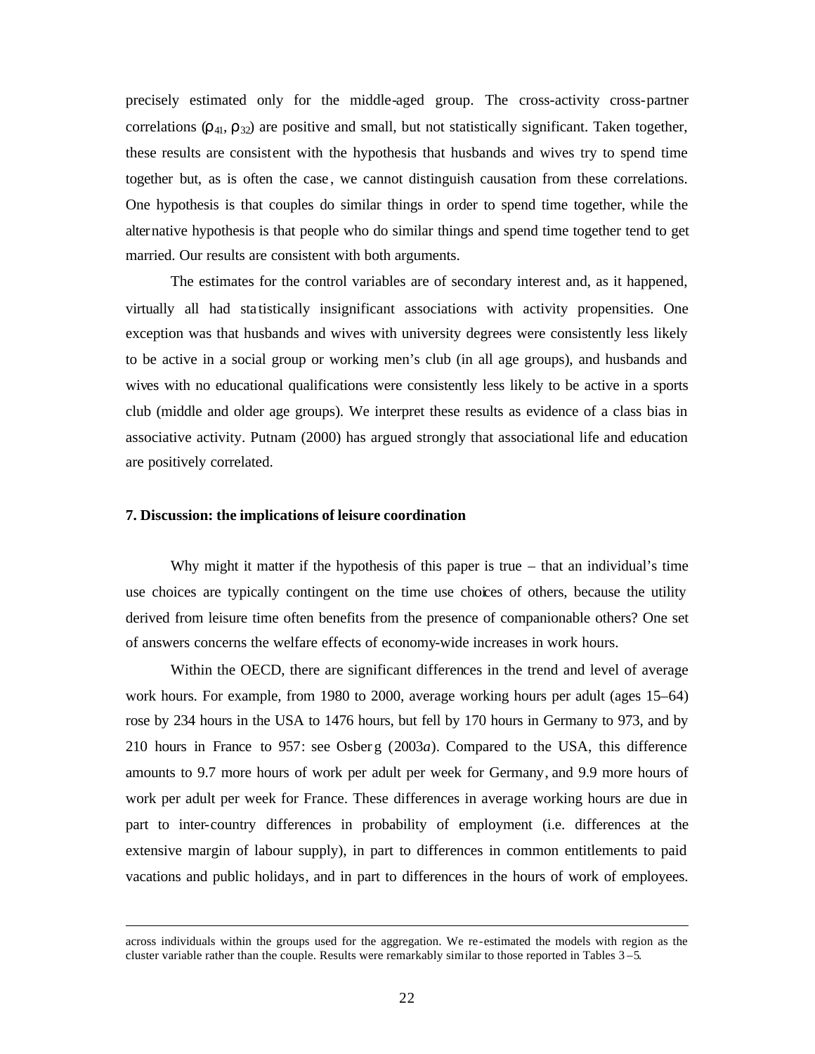precisely estimated only for the middle-aged group. The cross-activity cross-partner correlations ($\rho_{41}$, $\rho_{32}$) are positive and small, but not statistically significant. Taken together, these results are consistent with the hypothesis that husbands and wives try to spend time together but, as is often the case, we cannot distinguish causation from these correlations. One hypothesis is that couples do similar things in order to spend time together, while the alternative hypothesis is that people who do similar things and spend time together tend to get married. Our results are consistent with both arguments.

The estimates for the control variables are of secondary interest and, as it happened, virtually all had statistically insignificant associations with activity propensities. One exception was that husbands and wives with university degrees were consistently less likely to be active in a social group or working men's club (in all age groups), and husbands and wives with no educational qualifications were consistently less likely to be active in a sports club (middle and older age groups). We interpret these results as evidence of a class bias in associative activity. Putnam (2000) has argued strongly that associational life and education are positively correlated.

### 7. Discussion: the implications of leisure coordination

Why might it matter if the hypothesis of this paper is true – that an individual's time use choices are typically contingent on the time use choices of others, because the utility derived from leisure time often benefits from the presence of companionable others? One set of answers concerns the welfare effects of economy-wide increases in work hours.

Within the OECD, there are significant differences in the trend and level of average work hours. For example, from 1980 to 2000, average working hours per adult (ages 15–64) rose by 234 hours in the USA to 1476 hours, but fell by 170 hours in Germany to 973, and by 210 hours in France to 957: see Osberg (2003*a*). Compared to the USA, this difference amounts to 9.7 more hours of work per adult per week for Germany, and 9.9 more hours of work per adult per week for France. These differences in average working hours are due in part to inter-country differences in probability of employment (i.e. differences at the extensive margin of labour supply), in part to differences in common entitlements to paid vacations and public holidays, and in part to differences in the hours of work of employees.

---

across individuals within the groups used for the aggregation. We re-estimated the models with region as the cluster variable rather than the couple. Results were remarkably similar to those reported in Tables 3–5.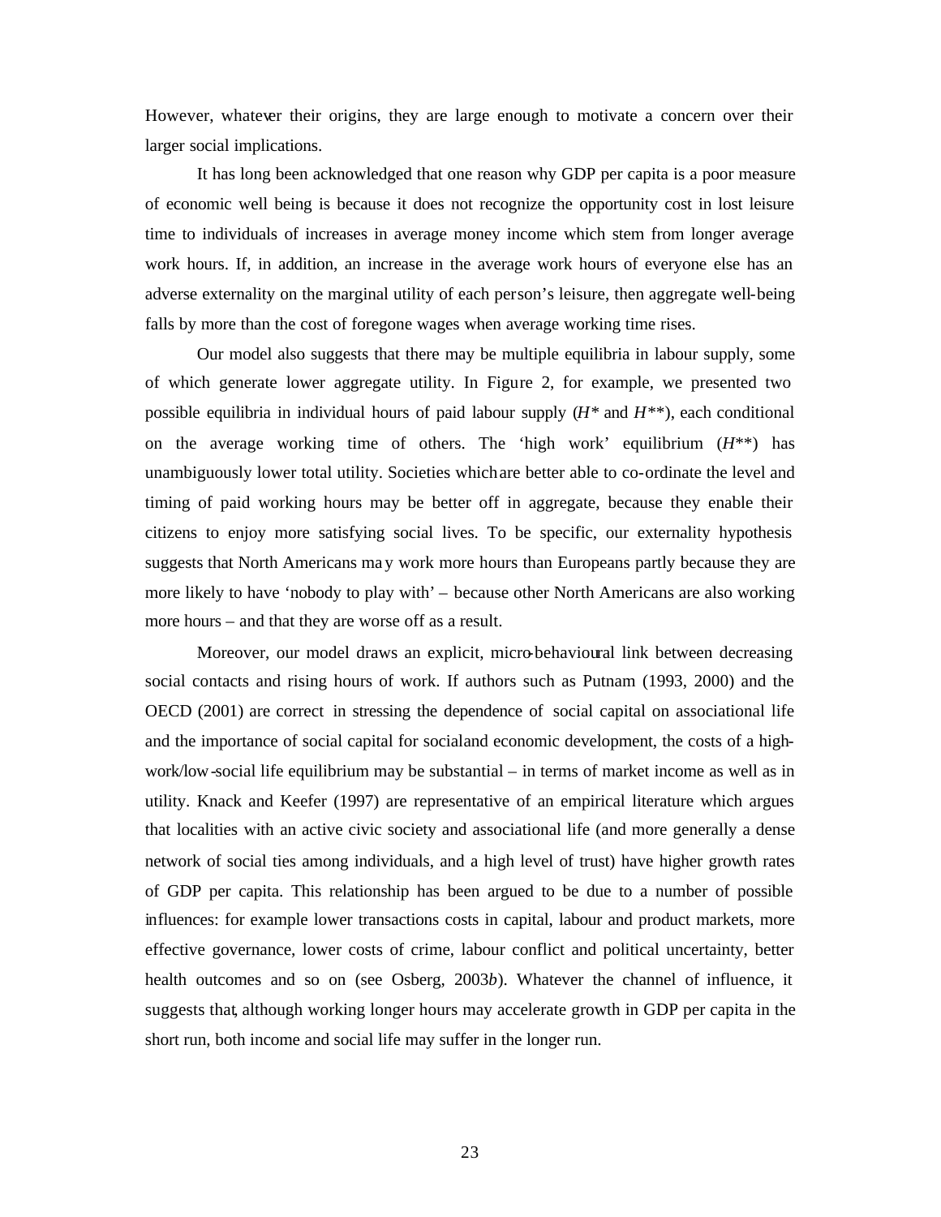However, whatever their origins, they are large enough to motivate a concern over their larger social implications.

It has long been acknowledged that one reason why GDP per capita is a poor measure of economic well being is because it does not recognize the opportunity cost in lost leisure time to individuals of increases in average money income which stem from longer average work hours. If, in addition, an increase in the average work hours of everyone else has an adverse externality on the marginal utility of each person's leisure, then aggregate well-being falls by more than the cost of foregone wages when average working time rises.

Our model also suggests that there may be multiple equilibria in labour supply, some of which generate lower aggregate utility. In Figure 2, for example, we presented two possible equilibria in individual hours of paid labour supply ($H^*$ and $H^{**}$), each conditional on the average working time of others. The 'high work' equilibrium ($H^{**}$) has unambiguously lower total utility. Societies which are better able to co-ordinate the level and timing of paid working hours may be better off in aggregate, because they enable their citizens to enjoy more satisfying social lives. To be specific, our externality hypothesis suggests that North Americans may work more hours than Europeans partly because they are more likely to have 'nobody to play with' – because other North Americans are also working more hours – and that they are worse off as a result.

Moreover, our model draws an explicit, micro-behavioural link between decreasing social contacts and rising hours of work. If authors such as Putnam (1993, 2000) and the OECD (2001) are correct in stressing the dependence of social capital on associational life and the importance of social capital for social and economic development, the costs of a high-work/low-social life equilibrium may be substantial – in terms of market income as well as in utility. Knack and Keefer (1997) are representative of an empirical literature which argues that localities with an active civic society and associational life (and more generally a dense network of social ties among individuals, and a high level of trust) have higher growth rates of GDP per capita. This relationship has been argued to be due to a number of possible influences: for example lower transactions costs in capital, labour and product markets, more effective governance, lower costs of crime, labour conflict and political uncertainty, better health outcomes and so on (see Osberg, 2003*b*). Whatever the channel of influence, it suggests that, although working longer hours may accelerate growth in GDP per capita in the short run, both income and social life may suffer in the longer run.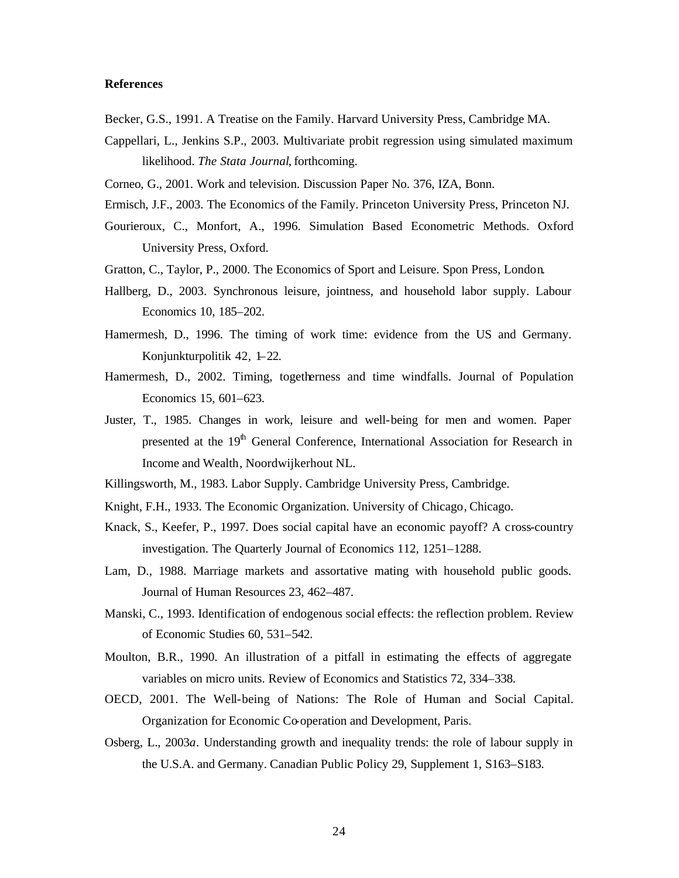**References**

Becker, G.S., 1991. A Treatise on the Family. Harvard University Press, Cambridge MA.

Cappellari, L., Jenkins S.P., 2003. Multivariate probit regression using simulated maximum likelihood. *The Stata Journal*, forthcoming.

Corneo, G., 2001. Work and television. Discussion Paper No. 376, IZA, Bonn.

Ermisch, J.F., 2003. The Economics of the Family. Princeton University Press, Princeton NJ.

Gourieroux, C., Monfort, A., 1996. Simulation Based Econometric Methods. Oxford University Press, Oxford.

Gratton, C., Taylor, P., 2000. The Economics of Sport and Leisure. Spon Press, London.

Hallberg, D., 2003. Synchronous leisure, jointness, and household labor supply. Labour Economics 10, 185–202.

Hamermesh, D., 1996. The timing of work time: evidence from the US and Germany. Konjunkturpolitik 42, 1–22.

Hamermesh, D., 2002. Timing, togetherness and time windfalls. Journal of Population Economics 15, 601–623.

Juster, T., 1985. Changes in work, leisure and well-being for men and women. Paper presented at the 19th General Conference, International Association for Research in Income and Wealth, Noordwijkerhout NL.

Killingsworth, M., 1983. Labor Supply. Cambridge University Press, Cambridge.

Knight, F.H., 1933. The Economic Organization. University of Chicago, Chicago.

Knack, S., Keefer, P., 1997. Does social capital have an economic payoff? A cross-country investigation. The Quarterly Journal of Economics 112, 1251–1288.

Lam, D., 1988. Marriage markets and assortative mating with household public goods. Journal of Human Resources 23, 462–487.

Manski, C., 1993. Identification of endogenous social effects: the reflection problem. Review of Economic Studies 60, 531–542.

Moulton, B.R., 1990. An illustration of a pitfall in estimating the effects of aggregate variables on micro units. Review of Economics and Statistics 72, 334–338.

OECD, 2001. The Well-being of Nations: The Role of Human and Social Capital. Organization for Economic Co-operation and Development, Paris.

Osberg, L., 2003*a*. Understanding growth and inequality trends: the role of labour supply in the U.S.A. and Germany. Canadian Public Policy 29, Supplement 1, S163–S183.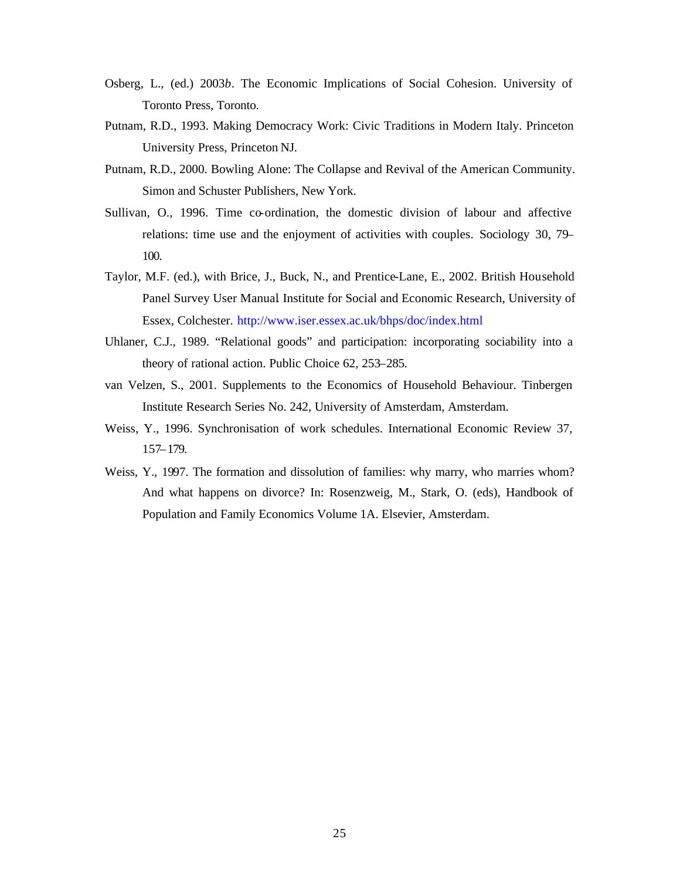Osberg, L., (ed.) 2003*b*. The Economic Implications of Social Cohesion. University of Toronto Press, Toronto.

Putnam, R.D., 1993. Making Democracy Work: Civic Traditions in Modern Italy. Princeton University Press, Princeton NJ.

Putnam, R.D., 2000. Bowling Alone: The Collapse and Revival of the American Community. Simon and Schuster Publishers, New York.

Sullivan, O., 1996. Time co-ordination, the domestic division of labour and affective relations: time use and the enjoyment of activities with couples. Sociology 30, 79–100.

Taylor, M.F. (ed.), with Brice, J., Buck, N., and Prentice-Lane, E., 2002. British Household Panel Survey User Manual. Institute for Social and Economic Research, University of Essex, Colchester. http://www.iser.essex.ac.uk/bhps/doc/index.html

Uhlaner, C.J., 1989. "Relational goods" and participation: incorporating sociability into a theory of rational action. Public Choice 62, 253–285.

van Velzen, S., 2001. Supplements to the Economics of Household Behaviour. Tinbergen Institute Research Series No. 242, University of Amsterdam, Amsterdam.

Weiss, Y., 1996. Synchronisation of work schedules. International Economic Review 37, 157–179.

Weiss, Y., 1997. The formation and dissolution of families: why marry, who marries whom? And what happens on divorce? In: Rosenzweig, M., Stark, O. (eds), Handbook of Population and Family Economics Volume 1A. Elsevier, Amsterdam.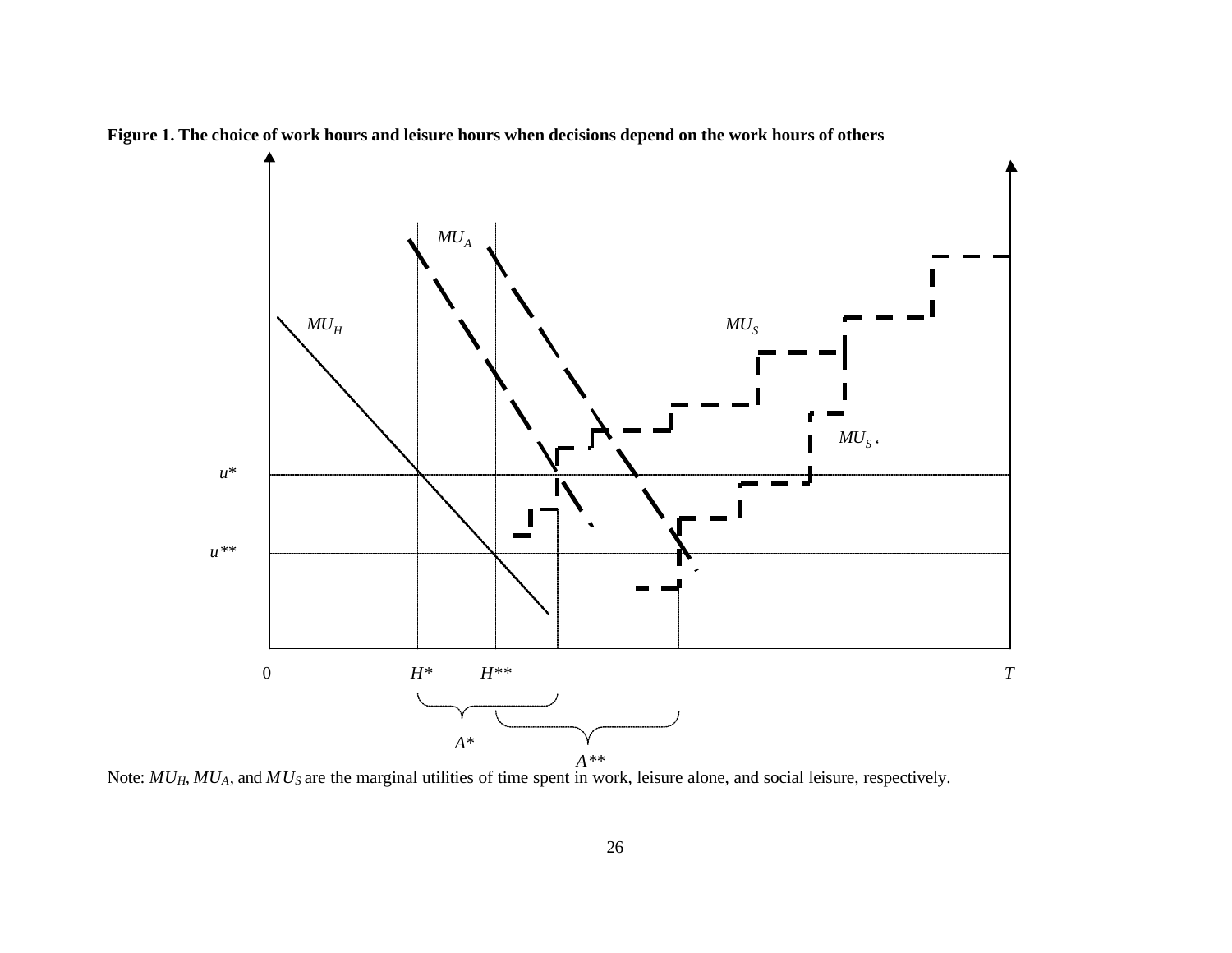**Figure 1. The choice of work hours and leisure hours when decisions depend on the work hours of others**

Note: $MU_H$, $MU_A$, and $MU_S$ are the marginal utilities of time spent in work, leisure alone, and social leisure, respectively.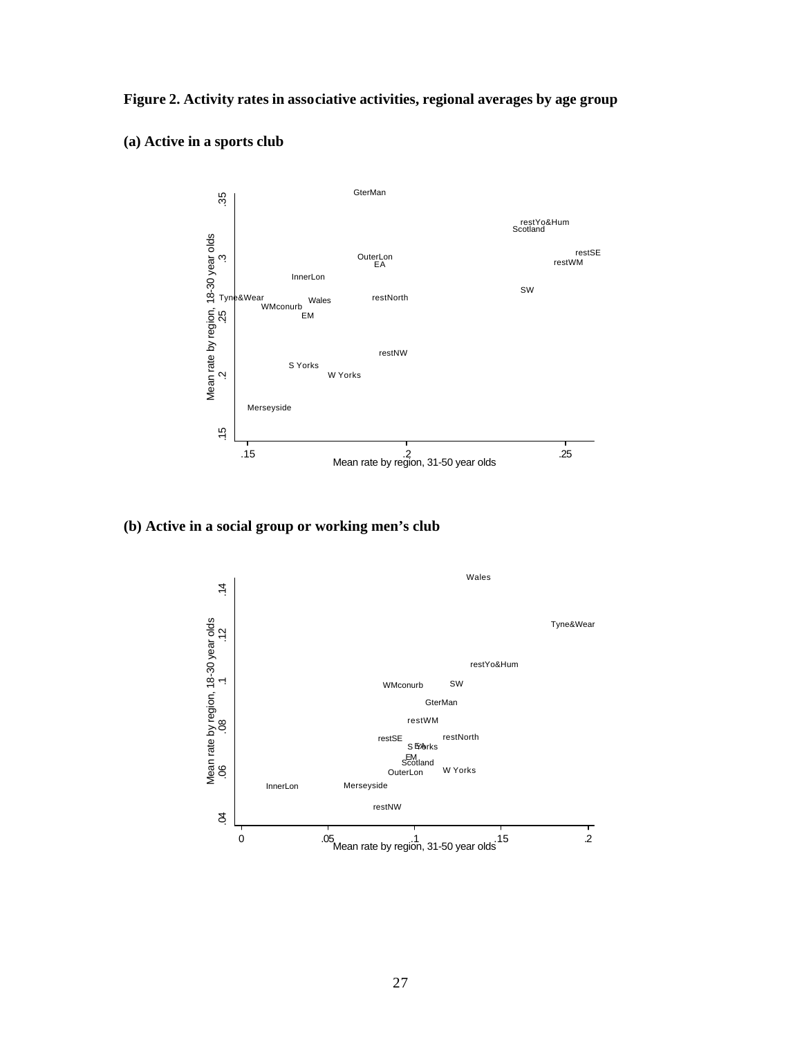**Figure 2. Activity rates in associative activities, regional averages by age group**

**(a) Active in a sports club**

**(b) Active in a social group or working men's club**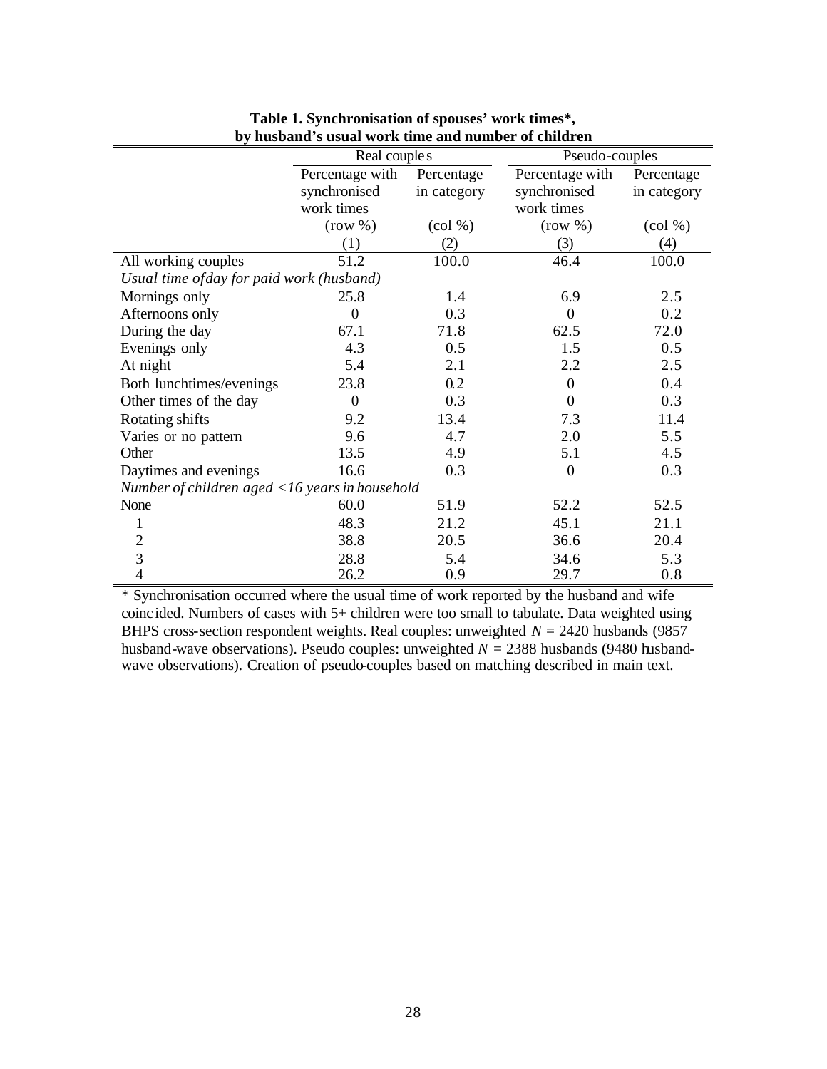**Table 1. Synchronisation of spouses' work times*, by husband's usual work time and number of children**

| | Real couples | | Pseudo-couples | |
|---|---|---|---|---|
| | Percentage with synchronised work times (row %) | Percentage in category (col %) | Percentage with synchronised work times (row %) | Percentage in category (col %) |
| | (1) | (2) | (3) | (4) |
| All working couples | 51.2 | 100.0 | 46.4 | 100.0 |
| *Usual time ofday for paid work (husband)* | | | | |
| Mornings only | 25.8 | 1.4 | 6.9 | 2.5 |
| Afternoons only | 0 | 0.3 | 0 | 0.2 |
| During the day | 67.1 | 71.8 | 62.5 | 72.0 |
| Evenings only | 4.3 | 0.5 | 1.5 | 0.5 |
| At night | 5.4 | 2.1 | 2.2 | 2.5 |
| Both lunchtimes/evenings | 23.8 | 0.2 | 0 | 0.4 |
| Other times of the day | 0 | 0.3 | 0 | 0.3 |
| Rotating shifts | 9.2 | 13.4 | 7.3 | 11.4 |
| Varies or no pattern | 9.6 | 4.7 | 2.0 | 5.5 |
| Other | 13.5 | 4.9 | 5.1 | 4.5 |
| Daytimes and evenings | 16.6 | 0.3 | 0 | 0.3 |
| *Number of children aged <16 years in household* | | | | |
| None | 60.0 | 51.9 | 52.2 | 52.5 |
| 1 | 48.3 | 21.2 | 45.1 | 21.1 |
| 2 | 38.8 | 20.5 | 36.6 | 20.4 |
| 3 | 28.8 | 5.4 | 34.6 | 5.3 |
| 4 | 26.2 | 0.9 | 29.7 | 0.8 |

* Synchronisation occurred where the usual time of work reported by the husband and wife coincided. Numbers of cases with 5+ children were too small to tabulate. Data weighted using BHPS cross-section respondent weights. Real couples: unweighted $N$ = 2420 husbands (9857 husband-wave observations). Pseudo couples: unweighted $N$ = 2388 husbands (9480 husband-wave observations). Creation of pseudo-couples based on matching described in main text.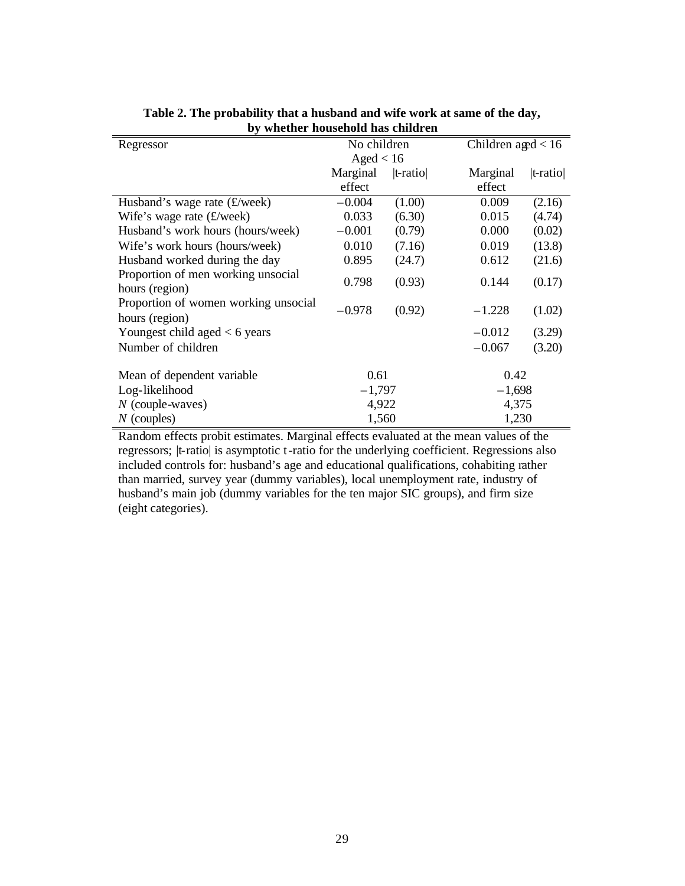**Table 2. The probability that a husband and wife work at same of the day, by whether household has children**

| Regressor | No children Aged < 16 | | Children aged < 16 | |
|---|---|---|---|---|
| | Marginal effect | \|t-ratio\| | Marginal effect | \|t-ratio\| |
| Husband's wage rate (£/week) | −0.004 | (1.00) | 0.009 | (2.16) |
| Wife's wage rate (£/week) | 0.033 | (6.30) | 0.015 | (4.74) |
| Husband's work hours (hours/week) | −0.001 | (0.79) | 0.000 | (0.02) |
| Wife's work hours (hours/week) | 0.010 | (7.16) | 0.019 | (13.8) |
| Husband worked during the day | 0.895 | (24.7) | 0.612 | (21.6) |
| Proportion of men working unsocial hours (region) | 0.798 | (0.93) | 0.144 | (0.17) |
| Proportion of women working unsocial hours (region) | −0.978 | (0.92) | −1.228 | (1.02) |
| Youngest child aged < 6 years | | | −0.012 | (3.29) |
| Number of children | | | −0.067 | (3.20) |
| Mean of dependent variable | 0.61 | | 0.42 | |
| Log-likelihood | −1,797 | | −1,698 | |
| *N* (couple-waves) | 4,922 | | 4,375 | |
| *N* (couples) | 1,560 | | 1,230 | |

Random effects probit estimates. Marginal effects evaluated at the mean values of the regressors; |t-ratio| is asymptotic t-ratio for the underlying coefficient. Regressions also included controls for: husband's age and educational qualifications, cohabiting rather than married, survey year (dummy variables), local unemployment rate, industry of husband's main job (dummy variables for the ten major SIC groups), and firm size (eight categories).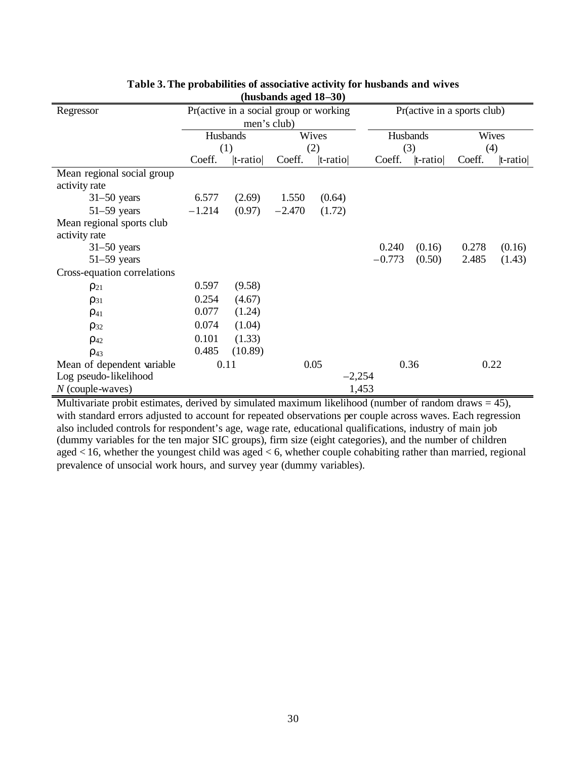**Table 3. The probabilities of associative activity for husbands and wives (husbands aged 18–30)**

| Regressor | Pr(active in a social group or working men's club) | | | | Pr(active in a sports club) | | | |
|---|---|---|---|---|---|---|---|---|
| | Husbands (1) | | Wives (2) | | Husbands (3) | | Wives (4) | |
| | Coeff. | \|t-ratio\| | Coeff. | \|t-ratio\| | Coeff. | \|t-ratio\| | Coeff. | \|t-ratio\| |
| Mean regional social group activity rate | | | | | | | | |
| 31–50 years | 6.577 | (2.69) | 1.550 | (0.64) | | | | |
| 51–59 years | −1.214 | (0.97) | −2.470 | (1.72) | | | | |
| Mean regional sports club activity rate | | | | | | | | |
| 31–50 years | | | | | 0.240 | (0.16) | 0.278 | (0.16) |
| 51–59 years | | | | | −0.773 | (0.50) | 2.485 | (1.43) |
| Cross-equation correlations | | | | | | | | |
| $\rho_{21}$ | 0.597 | (9.58) | | | | | | |
| $\rho_{31}$ | 0.254 | (4.67) | | | | | | |
| $\rho_{41}$ | 0.077 | (1.24) | | | | | | |
| $\rho_{32}$ | 0.074 | (1.04) | | | | | | |
| $\rho_{42}$ | 0.101 | (1.33) | | | | | | |
| $\rho_{43}$ | 0.485 | (10.89) | | | | | | |
| Mean of dependent variable | 0.11 | | 0.05 | | 0.36 | | 0.22 | |
| Log pseudo-likelihood | −2,254 | | | | | | | |
| *N* (couple-waves) | 1,453 | | | | | | | |

Multivariate probit estimates, derived by simulated maximum likelihood (number of random draws = 45), with standard errors adjusted to account for repeated observations per couple across waves. Each regression also included controls for respondent's age, wage rate, educational qualifications, industry of main job (dummy variables for the ten major SIC groups), firm size (eight categories), and the number of children aged < 16, whether the youngest child was aged < 6, whether couple cohabiting rather than married, regional prevalence of unsocial work hours, and survey year (dummy variables).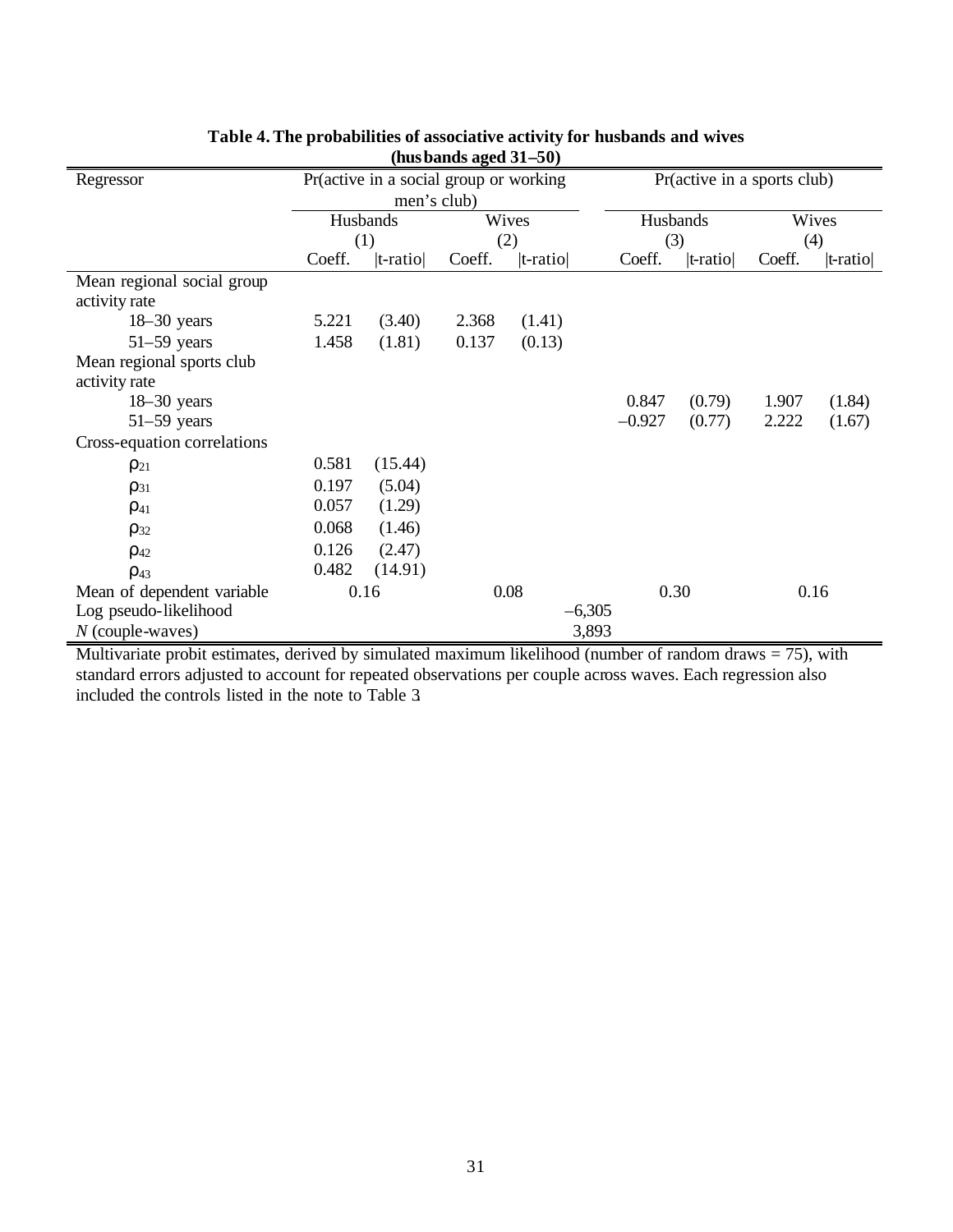**Table 4. The probabilities of associative activity for husbands and wives (husbands aged 31–50)**

| Regressor | Pr(active in a social group or working men's club) | | | | Pr(active in a sports club) | | | |
|---|---|---|---|---|---|---|---|---|
| | Husbands (1) | | Wives (2) | | Husbands (3) | | Wives (4) | |
| | Coeff. | \|t-ratio\| | Coeff. | \|t-ratio\| | Coeff. | \|t-ratio\| | Coeff. | \|t-ratio\| |
| Mean regional social group activity rate | | | | | | | | |
| 18–30 years | 5.221 | (3.40) | 2.368 | (1.41) | | | | |
| 51–59 years | 1.458 | (1.81) | 0.137 | (0.13) | | | | |
| Mean regional sports club activity rate | | | | | | | | |
| 18–30 years | | | | | 0.847 | (0.79) | 1.907 | (1.84) |
| 51–59 years | | | | | –0.927 | (0.77) | 2.222 | (1.67) |
| Cross-equation correlations | | | | | | | | |
| $\rho_{21}$ | 0.581 | (15.44) | | | | | | |
| $\rho_{31}$ | 0.197 | (5.04) | | | | | | |
| $\rho_{41}$ | 0.057 | (1.29) | | | | | | |
| $\rho_{32}$ | 0.068 | (1.46) | | | | | | |
| $\rho_{42}$ | 0.126 | (2.47) | | | | | | |
| $\rho_{43}$ | 0.482 | (14.91) | | | | | | |
| Mean of dependent variable | 0.16 | | 0.08 | | 0.30 | | 0.16 | |
| Log pseudo-likelihood | –6,305 | | | | | | | |
| $N$ (couple-waves) | 3,893 | | | | | | | |

Multivariate probit estimates, derived by simulated maximum likelihood (number of random draws = 75), with standard errors adjusted to account for repeated observations per couple across waves. Each regression also included the controls listed in the note to Table 3.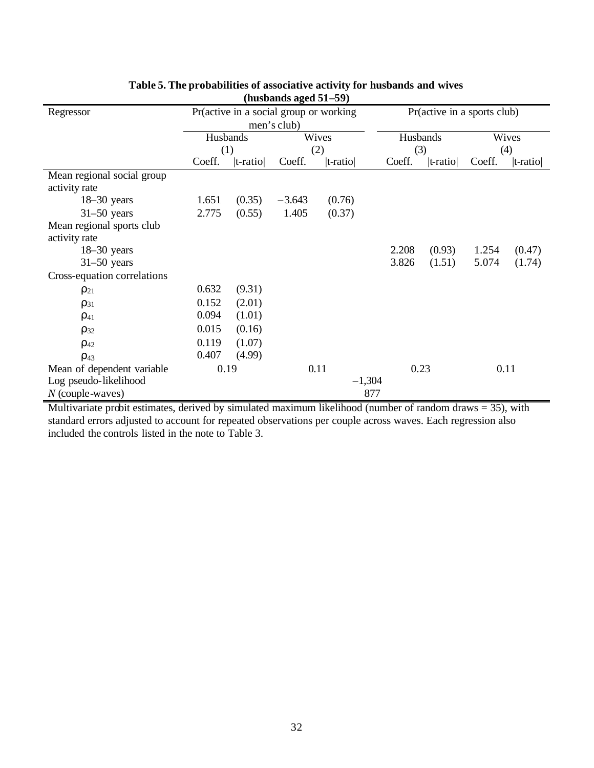**Table 5. The probabilities of associative activity for husbands and wives (husbands aged 51–59)**

| Regressor | Pr(active in a social group or working men's club) | | | | Pr(active in a sports club) | | | |
|---|---|---|---|---|---|---|---|---|
| | Husbands (1) | | Wives (2) | | Husbands (3) | | Wives (4) | |
| | Coeff. | \|t-ratio\| | Coeff. | \|t-ratio\| | Coeff. | \|t-ratio\| | Coeff. | \|t-ratio\| |
| Mean regional social group activity rate | | | | | | | | |
| 18–30 years | 1.651 | (0.35) | −3.643 | (0.76) | | | | |
| 31–50 years | 2.775 | (0.55) | 1.405 | (0.37) | | | | |
| Mean regional sports club activity rate | | | | | | | | |
| 18–30 years | | | | | 2.208 | (0.93) | 1.254 | (0.47) |
| 31–50 years | | | | | 3.826 | (1.51) | 5.074 | (1.74) |
| Cross-equation correlations | | | | | | | | |
| $\rho_{21}$ | 0.632 | (9.31) | | | | | | |
| $\rho_{31}$ | 0.152 | (2.01) | | | | | | |
| $\rho_{41}$ | 0.094 | (1.01) | | | | | | |
| $\rho_{32}$ | 0.015 | (0.16) | | | | | | |
| $\rho_{42}$ | 0.119 | (1.07) | | | | | | |
| $\rho_{43}$ | 0.407 | (4.99) | | | | | | |
| Mean of dependent variable | 0.19 | | 0.11 | | 0.23 | | 0.11 | |
| Log pseudo-likelihood | −1,304 | | | | | | | |
| *N* (couple-waves) | 877 | | | | | | | |

Multivariate probit estimates, derived by simulated maximum likelihood (number of random draws = 35), with standard errors adjusted to account for repeated observations per couple across waves. Each regression also included the controls listed in the note to Table 3.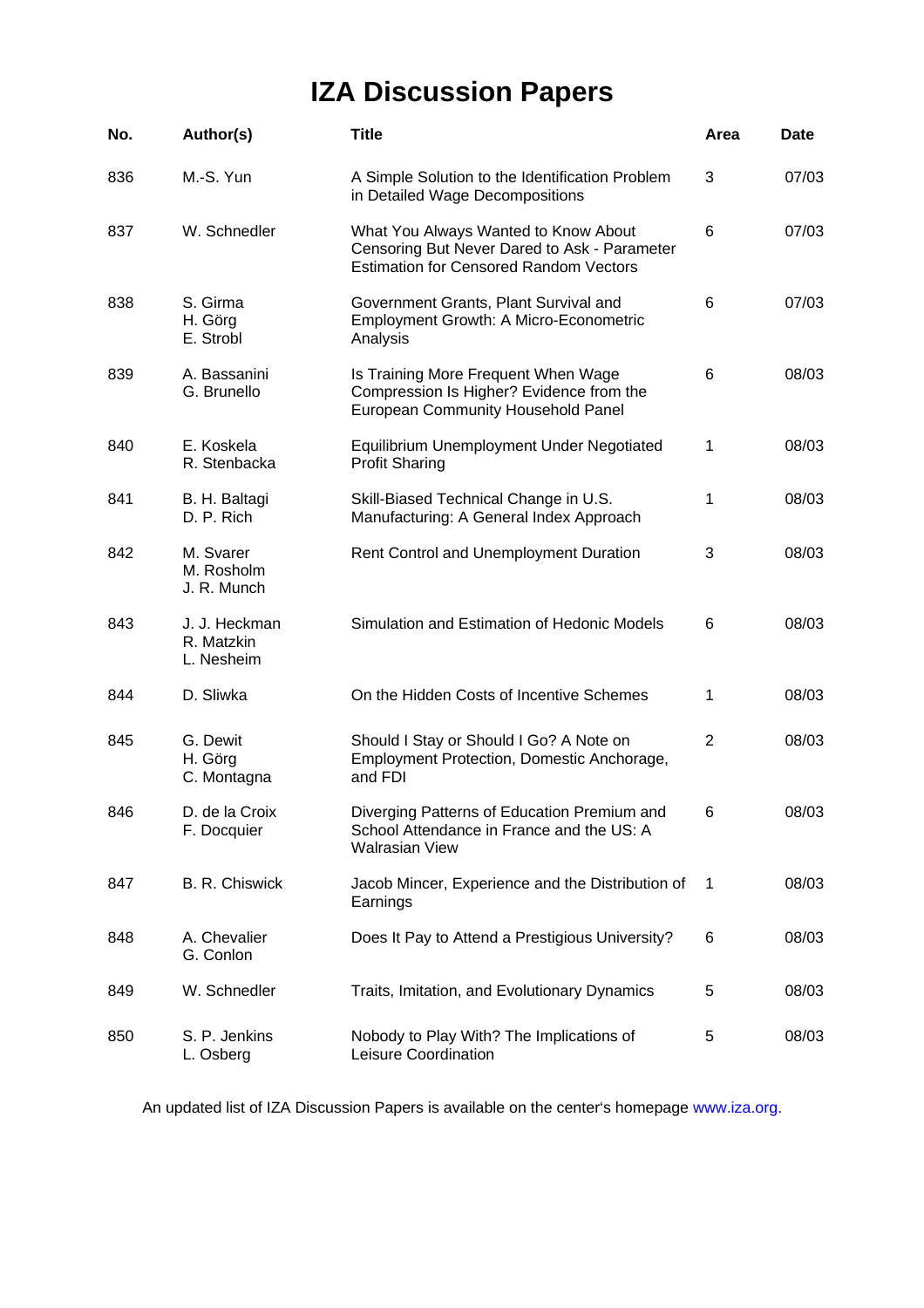# IZA Discussion Papers

| No. | Author(s) | Title | Area | Date |
|---|---|---|---|---|
| 836 | M.-S. Yun | A Simple Solution to the Identification Problem in Detailed Wage Decompositions | 3 | 07/03 |
| 837 | W. Schnedler | What You Always Wanted to Know About Censoring But Never Dared to Ask - Parameter Estimation for Censored Random Vectors | 6 | 07/03 |
| 838 | S. Girma<br>H. Görg<br>E. Strobl | Government Grants, Plant Survival and Employment Growth: A Micro-Econometric Analysis | 6 | 07/03 |
| 839 | A. Bassanini<br>G. Brunello | Is Training More Frequent When Wage Compression Is Higher? Evidence from the European Community Household Panel | 6 | 08/03 |
| 840 | E. Koskela<br>R. Stenbacka | Equilibrium Unemployment Under Negotiated Profit Sharing | 1 | 08/03 |
| 841 | B. H. Baltagi<br>D. P. Rich | Skill-Biased Technical Change in U.S. Manufacturing: A General Index Approach | 1 | 08/03 |
| 842 | M. Svarer<br>M. Rosholm<br>J. R. Munch | Rent Control and Unemployment Duration | 3 | 08/03 |
| 843 | J. J. Heckman<br>R. Matzkin<br>L. Nesheim | Simulation and Estimation of Hedonic Models | 6 | 08/03 |
| 844 | D. Sliwka | On the Hidden Costs of Incentive Schemes | 1 | 08/03 |
| 845 | G. Dewit<br>H. Görg<br>C. Montagna | Should I Stay or Should I Go? A Note on Employment Protection, Domestic Anchorage, and FDI | 2 | 08/03 |
| 846 | D. de la Croix<br>F. Docquier | Diverging Patterns of Education Premium and School Attendance in France and the US: A Walrasian View | 6 | 08/03 |
| 847 | B. R. Chiswick | Jacob Mincer, Experience and the Distribution of Earnings | 1 | 08/03 |
| 848 | A. Chevalier<br>G. Conlon | Does It Pay to Attend a Prestigious University? | 6 | 08/03 |
| 849 | W. Schnedler | Traits, Imitation, and Evolutionary Dynamics | 5 | 08/03 |
| 850 | S. P. Jenkins<br>L. Osberg | Nobody to Play With? The Implications of Leisure Coordination | 5 | 08/03 |

An updated list of IZA Discussion Papers is available on the center‘s homepage www.iza.org.